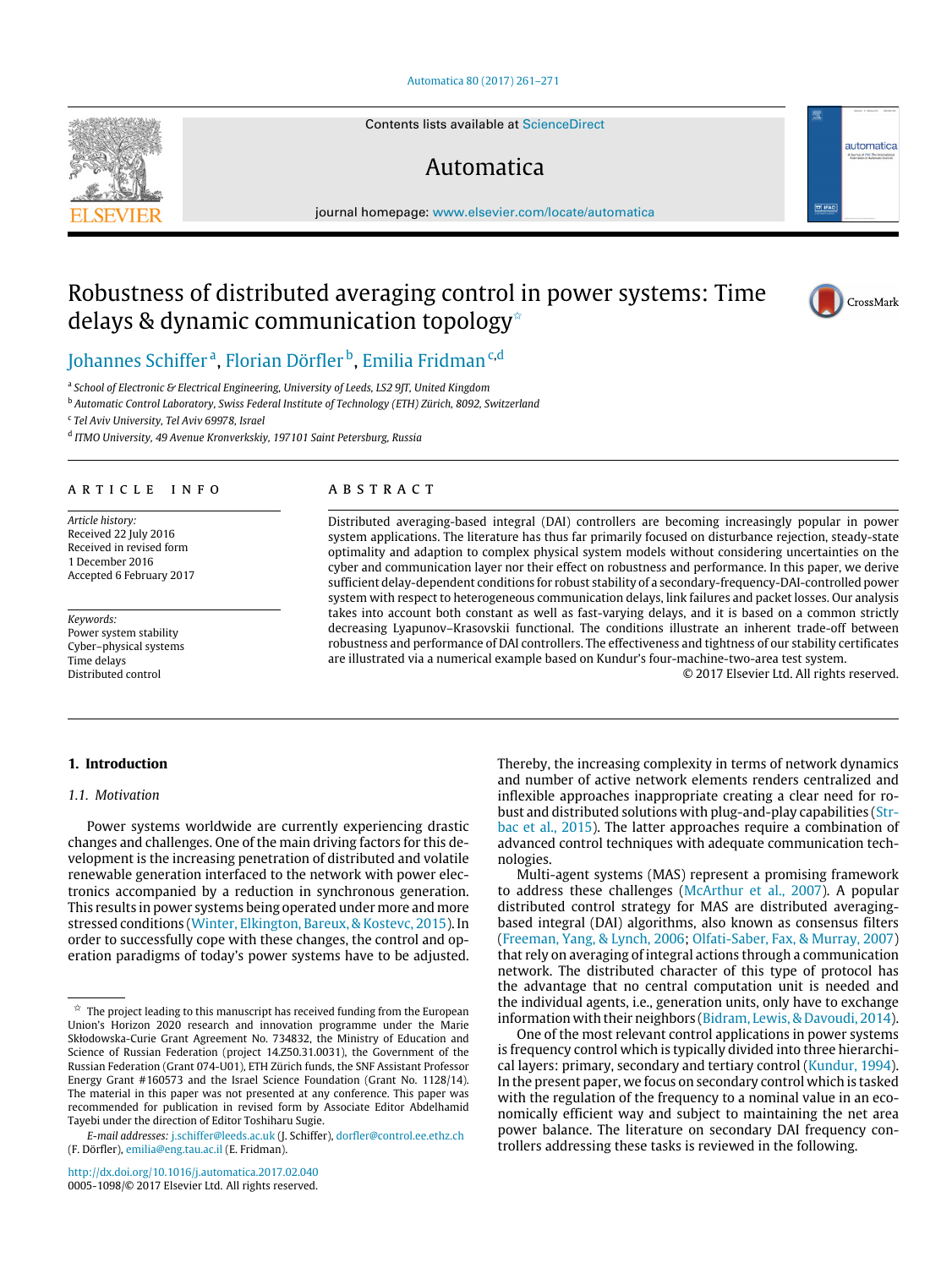# Robustness of distributed averaging control in power systems: Time delays & dynamic communication topology[☆]

Johannes Schiffer[a], Florian Dörfler[b], Emilia Fridman[c,d]

[a] School of Electronic & Electrical Engineering, University of Leeds, LS2 9JT, United Kingdom

[b] Automatic Control Laboratory, Swiss Federal Institute of Technology (ETH) Zürich, 8092, Switzerland

[c] Tel Aviv University, Tel Aviv 69978, Israel

[d] ITMO University, 49 Avenue Kronverkskiy, 197101 Saint Petersburg, Russia

## ARTICLE INFO

*Article history:*
Received 22 July 2016
Received in revised form
1 December 2016
Accepted 6 February 2017

*Keywords:*
Power system stability
Cyber–physical systems
Time delays
Distributed control

## ABSTRACT

Distributed averaging-based integral (DAI) controllers are becoming increasingly popular in power system applications. The literature has thus far primarily focused on disturbance rejection, steady-state optimality and adaption to complex physical system models without considering uncertainties on the cyber and communication layer nor their effect on robustness and performance. In this paper, we derive sufficient delay-dependent conditions for robust stability of a secondary-frequency-DAI-controlled power system with respect to heterogeneous communication delays, link failures and packet losses. Our analysis takes into account both constant as well as fast-varying delays, and it is based on a common strictly decreasing Lyapunov–Krasovskii functional. The conditions illustrate an inherent trade-off between robustness and performance of DAI controllers. The effectiveness and tightness of our stability certificates are illustrated via a numerical example based on Kundur's four-machine-two-area test system.

© 2017 Elsevier Ltd. All rights reserved.

## 1. Introduction

### 1.1. Motivation

Power systems worldwide are currently experiencing drastic changes and challenges. One of the main driving factors for this development is the increasing penetration of distributed and volatile renewable generation interfaced to the network with power electronics accompanied by a reduction in synchronous generation. This results in power systems being operated under more and more stressed conditions (Winter, Elkington, Bareux, & Kostevc, 2015). In order to successfully cope with these changes, the control and operation paradigms of today's power systems have to be adjusted. Thereby, the increasing complexity in terms of network dynamics and number of active network elements renders centralized and inflexible approaches inappropriate creating a clear need for robust and distributed solutions with plug-and-play capabilities (Strbac et al., 2015). The latter approaches require a combination of advanced control techniques with adequate communication technologies.

Multi-agent systems (MAS) represent a promising framework to address these challenges (McArthur et al., 2007). A popular distributed control strategy for MAS are distributed averaging-based integral (DAI) algorithms, also known as consensus filters (Freeman, Yang, & Lynch, 2006; Olfati-Saber, Fax, & Murray, 2007) that rely on averaging of integral actions through a communication network. The distributed character of this type of protocol has the advantage that no central computation unit is needed and the individual agents, i.e., generation units, only have to exchange information with their neighbors (Bidram, Lewis, & Davoudi, 2014).

One of the most relevant control applications in power systems is frequency control which is typically divided into three hierarchical layers: primary, secondary and tertiary control (Kundur, 1994). In the present paper, we focus on secondary control which is tasked with the regulation of the frequency to a nominal value in an economically efficient way and subject to maintaining the net area power balance. The literature on secondary DAI frequency controllers addressing these tasks is reviewed in the following.

---

[☆] The project leading to this manuscript has received funding from the European Union's Horizon 2020 research and innovation programme under the Marie Skłodowska-Curie Grant Agreement No. 734832, the Ministry of Education and Science of Russian Federation (project 14.Z50.31.0031), the Government of the Russian Federation (Grant 074-U01), ETH Zürich funds, the SNF Assistant Professor Energy Grant #160573 and the Israel Science Foundation (Grant No. 1128/14). The material in this paper was not presented at any conference. This paper was recommended for publication in revised form by Associate Editor Abdelhamid Tayebi under the direction of Editor Toshiharu Sugie.

*E-mail addresses:* j.schiffer@leeds.ac.uk (J. Schiffer), dorfler@control.ee.ethz.ch (F. Dörfler), emilia@eng.tau.ac.il (E. Fridman).

http://dx.doi.org/10.1016/j.automatica.2017.02.040
0005-1098/© 2017 Elsevier Ltd. All rights reserved.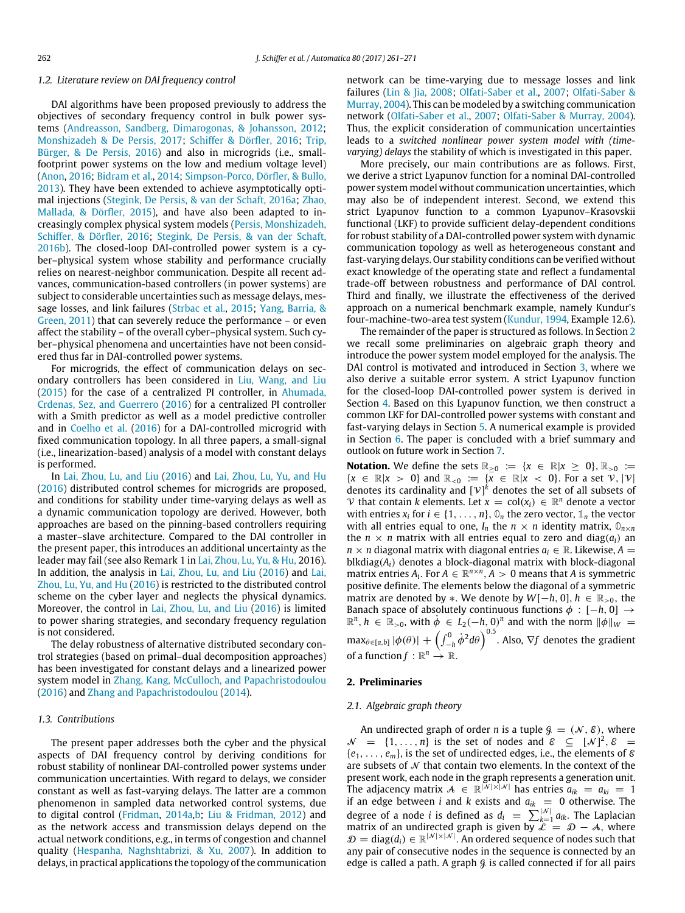### 1.2. Literature review on DAI frequency control

DAI algorithms have been proposed previously to address the objectives of secondary frequency control in bulk power systems (Andreasson, Sandberg, Dimarogonas, & Johansson, 2012; Monshizadeh & De Persis, 2017; Schiffer & Dörfler, 2016; Trip, Bürger, & De Persis, 2016) and also in microgrids (i.e., small-footprint power systems on the low and medium voltage level) (Anon, 2016; Bidram et al., 2014; Simpson-Porco, Dörfler, & Bullo, 2013). They have been extended to achieve asymptotically optimal injections (Stegink, De Persis, & van der Schaft, 2016a; Zhao, Mallada, & Dörfler, 2015), and have also been adapted to increasingly complex physical system models (Persis, Monshizadeh, Schiffer, & Dörfler, 2016; Stegink, De Persis, & van der Schaft, 2016b). The closed-loop DAI-controlled power system is a cyber–physical system whose stability and performance crucially relies on nearest-neighbor communication. Despite all recent advances, communication-based controllers (in power systems) are subject to considerable uncertainties such as message delays, message losses, and link failures (Strbac et al., 2015; Yang, Barria, & Green, 2011) that can severely reduce the performance – or even affect the stability – of the overall cyber–physical system. Such cyber–physical phenomena and uncertainties have not been considered thus far in DAI-controlled power systems.

For microgrids, the effect of communication delays on secondary controllers has been considered in Liu, Wang, and Liu (2015) for the case of a centralized PI controller, in Ahumada, Crdenas, Sez, and Guerrero (2016) for a centralized PI controller with a Smith predictor as well as a model predictive controller and in Coelho et al. (2016) for a DAI-controlled microgrid with fixed communication topology. In all three papers, a small-signal (i.e., linearization-based) analysis of a model with constant delays is performed.

In Lai, Zhou, Lu, and Liu (2016) and Lai, Zhou, Lu, Yu, and Hu (2016) distributed control schemes for microgrids are proposed, and conditions for stability under time-varying delays as well as a dynamic communication topology are derived. However, both approaches are based on the pinning-based controllers requiring a master–slave architecture. Compared to the DAI controller in the present paper, this introduces an additional uncertainty as the leader may fail (see also Remark 1 in Lai, Zhou, Lu, Yu, & Hu, 2016). In addition, the analysis in Lai, Zhou, Lu, and Liu (2016) and Lai, Zhou, Lu, Yu, and Hu (2016) is restricted to the distributed control scheme on the cyber layer and neglects the physical dynamics. Moreover, the control in Lai, Zhou, Lu, and Liu (2016) is limited to power sharing strategies, and secondary frequency regulation is not considered.

The delay robustness of alternative distributed secondary control strategies (based on primal–dual decomposition approaches) has been investigated for constant delays and a linearized power system model in Zhang, Kang, McCulloch, and Papachristodoulou (2016) and Zhang and Papachristodoulou (2014).

### 1.3. Contributions

The present paper addresses both the cyber and the physical aspects of DAI frequency control by deriving conditions for robust stability of nonlinear DAI-controlled power systems under communication uncertainties. With regard to delays, we consider constant as well as fast-varying delays. The latter are a common phenomenon in sampled data networked control systems, due to digital control (Fridman, 2014a,b; Liu & Fridman, 2012) and as the network access and transmission delays depend on the actual network conditions, e.g., in terms of congestion and channel quality (Hespanha, Naghshtabrizi, & Xu, 2007). In addition to delays, in practical applications the topology of the communication network can be time-varying due to message losses and link failures (Lin & Jia, 2008; Olfati-Saber et al., 2007; Olfati-Saber & Murray, 2004). This can be modeled by a switching communication network (Olfati-Saber et al., 2007; Olfati-Saber & Murray, 2004). Thus, the explicit consideration of communication uncertainties leads to a *switched nonlinear power system model with (time-varying) delays* the stability of which is investigated in this paper.

More precisely, our main contributions are as follows. First, we derive a strict Lyapunov function for a nominal DAI-controlled power system model without communication uncertainties, which may also be of independent interest. Second, we extend this strict Lyapunov function to a common Lyapunov–Krasovskii functional (LKF) to provide sufficient delay-dependent conditions for robust stability of a DAI-controlled power system with dynamic communication topology as well as heterogeneous constant and fast-varying delays. Our stability conditions can be verified without exact knowledge of the operating state and reflect a fundamental trade-off between robustness and performance of DAI control. Third and finally, we illustrate the effectiveness of the derived approach on a numerical benchmark example, namely Kundur's four-machine-two-area test system (Kundur, 1994, Example 12.6).

The remainder of the paper is structured as follows. In Section 2 we recall some preliminaries on algebraic graph theory and introduce the power system model employed for the analysis. The DAI control is motivated and introduced in Section 3, where we also derive a suitable error system. A strict Lyapunov function for the closed-loop DAI-controlled power system is derived in Section 4. Based on this Lyapunov function, we then construct a common LKF for DAI-controlled power systems with constant and fast-varying delays in Section 5. A numerical example is provided in Section 6. The paper is concluded with a brief summary and outlook on future work in Section 7.

**Notation.** We define the sets $\mathbb{R}_{\geq 0} := \{x \in \mathbb{R} | x \geq 0\}$, $\mathbb{R}_{>0} := \{x \in \mathbb{R} | x > 0\}$ and $\mathbb{R}_{<0} := \{x \in \mathbb{R} | x < 0\}$. For a set $\mathcal{V}$, $|\mathcal{V}|$ denotes its cardinality and $[\mathcal{V}]^k$ denotes the set of all subsets of $\mathcal{V}$ that contain $k$ elements. Let $x = \text{col}(x_i) \in \mathbb{R}^n$ denote a vector with entries $x_i$ for $i \in \{1, \dots, n\}$, $\mathbb{0}_n$ the zero vector, $\mathbb{1}_n$ the vector with all entries equal to one, $I_n$ the $n \times n$ identity matrix, $\mathbb{0}_{n\times n}$ the $n \times n$ matrix with all entries equal to zero and $\text{diag}(a_i)$ an $n \times n$ diagonal matrix with diagonal entries $a_i \in \mathbb{R}$. Likewise, $A = \text{blkdiag}(A_i)$ denotes a block-diagonal matrix with block-diagonal matrix entries $A_i$. For $A \in \mathbb{R}^{n\times n}$, $A > 0$ means that $A$ is symmetric positive definite. The elements below the diagonal of a symmetric matrix are denoted by $*$. We denote by $W[-h, 0]$, $h \in \mathbb{R}_{>0}$, the Banach space of absolutely continuous functions $\phi : [-h, 0] \to \mathbb{R}^n$, $h \in \mathbb{R}_{>0}$, with $\dot{\phi} \in L_2(-h, 0)^n$ and with the norm $\|\phi\|_W = \max_{\theta \in [a,b]} |\phi(\theta)| + \left(\int_{-h}^{0} \dot{\phi}^2 d\theta\right)^{0.5}$. Also, $\nabla f$ denotes the gradient of a function $f : \mathbb{R}^n \to \mathbb{R}$.

## 2. Preliminaries

### 2.1. Algebraic graph theory

An undirected graph of order $n$ is a tuple $\mathcal{G} = (\mathcal{N}, \mathcal{E})$, where $\mathcal{N} = \{1, \dots, n\}$ is the set of nodes and $\mathcal{E} \subseteq [\mathcal{N}]^2$, $\mathcal{E} = \{e_1, \dots, e_m\}$, is the set of undirected edges, i.e., the elements of $\mathcal{E}$ are subsets of $\mathcal{N}$ that contain two elements. In the context of the present work, each node in the graph represents a generation unit. The adjacency matrix $\mathcal{A} \in \mathbb{R}^{|\mathcal{N}|\times|\mathcal{N}|}$ has entries $a_{ik} = a_{ki} = 1$ if an edge between $i$ and $k$ exists and $a_{ik} = 0$ otherwise. The degree of a node $i$ is defined as $d_i = \sum_{k=1}^{|\mathcal{N}|} a_{ik}$. The Laplacian matrix of an undirected graph is given by $\mathcal{L} = \mathcal{D} - \mathcal{A}$, where $\mathcal{D} = \text{diag}(d_i) \in \mathbb{R}^{|\mathcal{N}|\times|\mathcal{N}|}$. An ordered sequence of nodes such that any pair of consecutive nodes in the sequence is connected by an edge is called a path. A graph $\mathcal{G}$ is called connected if for all pairs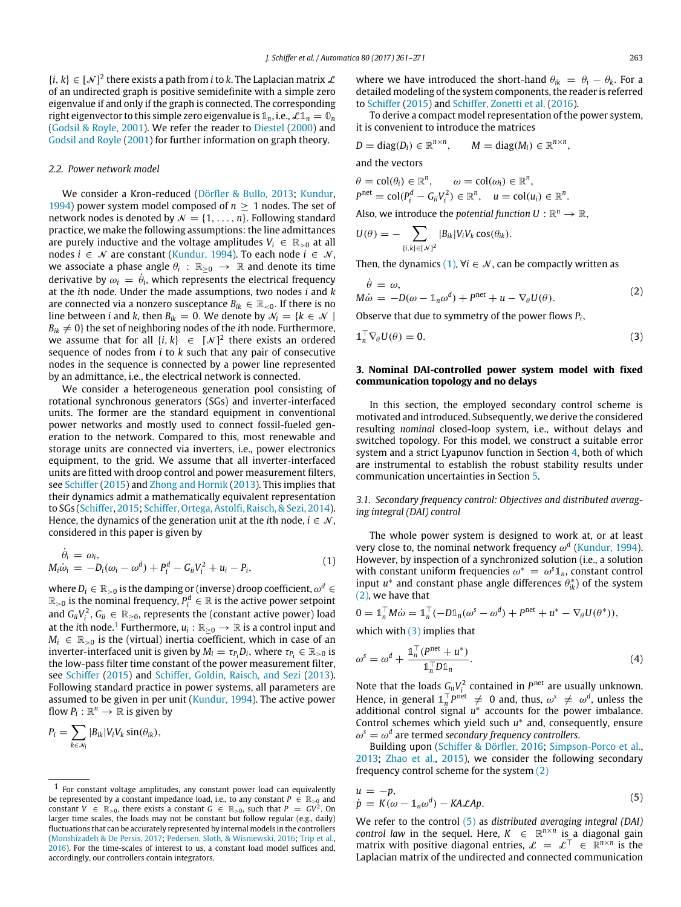$\{i, k\} \in [\mathcal{N}]^2$ there exists a path from $i$ to $k$. The Laplacian matrix $\mathcal{L}$ of an undirected graph is positive semidefinite with a simple zero eigenvalue if and only if the graph is connected. The corresponding right eigenvector to this simple zero eigenvalue is $\mathbb{1}_n$, i.e., $\mathcal{L}\mathbb{1}_n = \mathbb{0}_n$ (Godsil & Royle, 2001). We refer the reader to Diestel (2000) and Godsil and Royle (2001) for further information on graph theory.

### 2.2. Power network model

We consider a Kron-reduced (Dörfler & Bullo, 2013; Kundur, 1994) power system model composed of $n \geq 1$ nodes. The set of network nodes is denoted by $\mathcal{N} = \{1, \ldots, n\}$. Following standard practice, we make the following assumptions: the line admittances are purely inductive and the voltage amplitudes $V_i \in \mathbb{R}_{>0}$ at all nodes $i \in \mathcal{N}$ are constant (Kundur, 1994). To each node $i \in \mathcal{N}$, we associate a phase angle $\theta_i : \mathbb{R}_{\geq 0} \to \mathbb{R}$ and denote its time derivative by $\omega_i = \dot{\theta}_i$, which represents the electrical frequency at the $i$th node. Under the made assumptions, two nodes $i$ and $k$ are connected via a nonzero susceptance $B_{ik} \in \mathbb{R}_{<0}$. If there is no line between $i$ and $k$, then $B_{ik} = 0$. We denote by $\mathcal{N}_i = \{k \in \mathcal{N} \mid B_{ik} \neq 0\}$ the set of neighboring nodes of the $i$th node. Furthermore, we assume that for all $\{i, k\} \in [\mathcal{N}]^2$ there exists an ordered sequence of nodes from $i$ to $k$ such that any pair of consecutive nodes in the sequence is connected by a power line represented by an admittance, i.e., the electrical network is connected.

We consider a heterogeneous generation pool consisting of rotational synchronous generators (SGs) and inverter-interfaced units. The former are the standard equipment in conventional power networks and mostly used to connect fossil-fueled generation to the network. Compared to this, most renewable and storage units are connected via inverters, i.e., power electronics equipment, to the grid. We assume that all inverter-interfaced units are fitted with droop control and power measurement filters, see Schiffer (2015) and Zhong and Hornik (2013). This implies that their dynamics admit a mathematically equivalent representation to SGs (Schiffer, 2015; Schiffer, Ortega, Astolfi, Raisch, & Sezi, 2014). Hence, the dynamics of the generation unit at the $i$th node, $i \in \mathcal{N}$, considered in this paper is given by

$$
\begin{aligned}
\dot{\theta}_i &= \omega_i, \\
M_i \dot{\omega}_i &= -D_i(\omega_i - \omega^d) + P_i^d - G_{ii}V_i^2 + u_i - P_i,
\end{aligned} \tag{1}
$$

where $D_i \in \mathbb{R}_{>0}$ is the damping or (inverse) droop coefficient, $\omega^d \in \mathbb{R}_{>0}$ is the nominal frequency, $P_i^d \in \mathbb{R}$ is the active power setpoint and $G_{ii}V_i^2$, $G_{ii} \in \mathbb{R}_{\geq 0}$, represents the (constant active power) load at the $i$th node.[1] Furthermore, $u_i : \mathbb{R}_{\geq 0} \to \mathbb{R}$ is a control input and $M_i \in \mathbb{R}_{>0}$ is the (virtual) inertia coefficient, which in case of an inverter-interfaced unit is given by $M_i = \tau_{P_i} D_i$, where $\tau_{P_i} \in \mathbb{R}_{>0}$ is the low-pass filter time constant of the power measurement filter, see Schiffer (2015) and Schiffer, Goldin, Raisch, and Sezi (2013). Following standard practice in power systems, all parameters are assumed to be given in per unit (Kundur, 1994). The active power flow $P_i : \mathbb{R}^n \to \mathbb{R}$ is given by

$$
P_i = \sum_{k \in \mathcal{N}_i} |B_{ik}| V_i V_k \sin(\theta_{ik}),
$$

where we have introduced the short-hand $\theta_{ik} = \theta_i - \theta_k$. For a detailed modeling of the system components, the reader is referred to Schiffer (2015) and Schiffer, Zonetti et al. (2016).

To derive a compact model representation of the power system, it is convenient to introduce the matrices

$$
D = \operatorname{diag}(D_i) \in \mathbb{R}^{n \times n}, \qquad M = \operatorname{diag}(M_i) \in \mathbb{R}^{n \times n},
$$

and the vectors

$$
\begin{aligned}
\theta &= \operatorname{col}(\theta_i) \in \mathbb{R}^n, \qquad \omega = \operatorname{col}(\omega_i) \in \mathbb{R}^n, \\
P^{\text{net}} &= \operatorname{col}(P_i^d - G_{ii}V_i^2) \in \mathbb{R}^n, \quad u = \operatorname{col}(u_i) \in \mathbb{R}^n.
\end{aligned}
$$

Also, we introduce the *potential function* $U : \mathbb{R}^n \to \mathbb{R}$,

$$
U(\theta) = - \sum_{\{i,k\} \in [\mathcal{N}]^2} |B_{ik}| V_i V_k \cos(\theta_{ik}).
$$

Then, the dynamics (1), $\forall i \in \mathcal{N}$, can be compactly written as

$$
\begin{aligned}
\dot{\theta} &= \omega, \\
M\dot{\omega} &= -D(\omega - \mathbb{1}_n \omega^d) + P^{\text{net}} + u - \nabla_\theta U(\theta).
\end{aligned} \tag{2}
$$

Observe that due to symmetry of the power flows $P_i$,

$$
\mathbb{1}_n^\top \nabla_\theta U(\theta) = 0. \tag{3}
$$

## 3. Nominal DAI-controlled power system model with fixed communication topology and no delays

In this section, the employed secondary control scheme is motivated and introduced. Subsequently, we derive the considered resulting *nominal* closed-loop system, i.e., without delays and switched topology. For this model, we construct a suitable error system and a strict Lyapunov function in Section 4, both of which are instrumental to establish the robust stability results under communication uncertainties in Section 5.

### 3.1. Secondary frequency control: Objectives and distributed averaging integral (DAI) control

The whole power system is designed to work at, or at least very close to, the nominal network frequency $\omega^d$ (Kundur, 1994). However, by inspection of a synchronized solution (i.e., a solution with constant uniform frequencies $\omega^* = \omega^s \mathbb{1}_n$, constant control input $u^*$ and constant phase angle differences $\theta_{ik}^*$) of the system (2), we have that

$$
0 = \mathbb{1}_n^\top M\dot{\omega} = \mathbb{1}_n^\top(-D\mathbb{1}_n(\omega^s - \omega^d) + P^{\text{net}} + u^* - \nabla_\theta U(\theta^*)),
$$

which with (3) implies that

$$
\omega^s = \omega^d + \frac{\mathbb{1}_n^\top (P^{\text{net}} + u^*)}{\mathbb{1}_n^\top D \mathbb{1}_n}. \tag{4}
$$

Note that the loads $G_{ii}V_i^2$ contained in $P^{\text{net}}$ are usually unknown. Hence, in general $\mathbb{1}_n^\top P^{\text{net}} \neq 0$ and, thus, $\omega^s \neq \omega^d$, unless the additional control signal $u^*$ accounts for the power imbalance. Control schemes which yield such $u^*$ and, consequently, ensure $\omega^s = \omega^d$ are termed *secondary frequency controllers*.

Building upon (Schiffer & Dörfler, 2016; Simpson-Porco et al., 2013; Zhao et al., 2015), we consider the following secondary frequency control scheme for the system (2)

$$
\begin{aligned}
u &= -p, \\
\dot{p} &= K(\omega - \mathbb{1}_n \omega^d) - KA\mathcal{L}Ap.
\end{aligned} \tag{5}
$$

We refer to the control (5) as *distributed averaging integral (DAI) control law* in the sequel. Here, $K \in \mathbb{R}^{n \times n}$ is a diagonal gain matrix with positive diagonal entries, $\mathcal{L} = \mathcal{L}^\top \in \mathbb{R}^{n \times n}$ is the Laplacian matrix of the undirected and connected communication

[1] For constant voltage amplitudes, any constant power load can equivalently be represented by a constant impedance load, i.e., to any constant $P \in \mathbb{R}_{>0}$ and constant $V \in \mathbb{R}_{>0}$, there exists a constant $G \in \mathbb{R}_{>0}$, such that $P = GV^2$. On larger time scales, the loads may not be constant but follow regular (e.g., daily) fluctuations that can be accurately represented by internal models in the controllers (Monshizadeh & De Persis, 2017; Pedersen, Sloth, & Wisniewski, 2016; Trip et al., 2016). For the time-scales of interest to us, a constant load model suffices and, accordingly, our controllers contain integrators.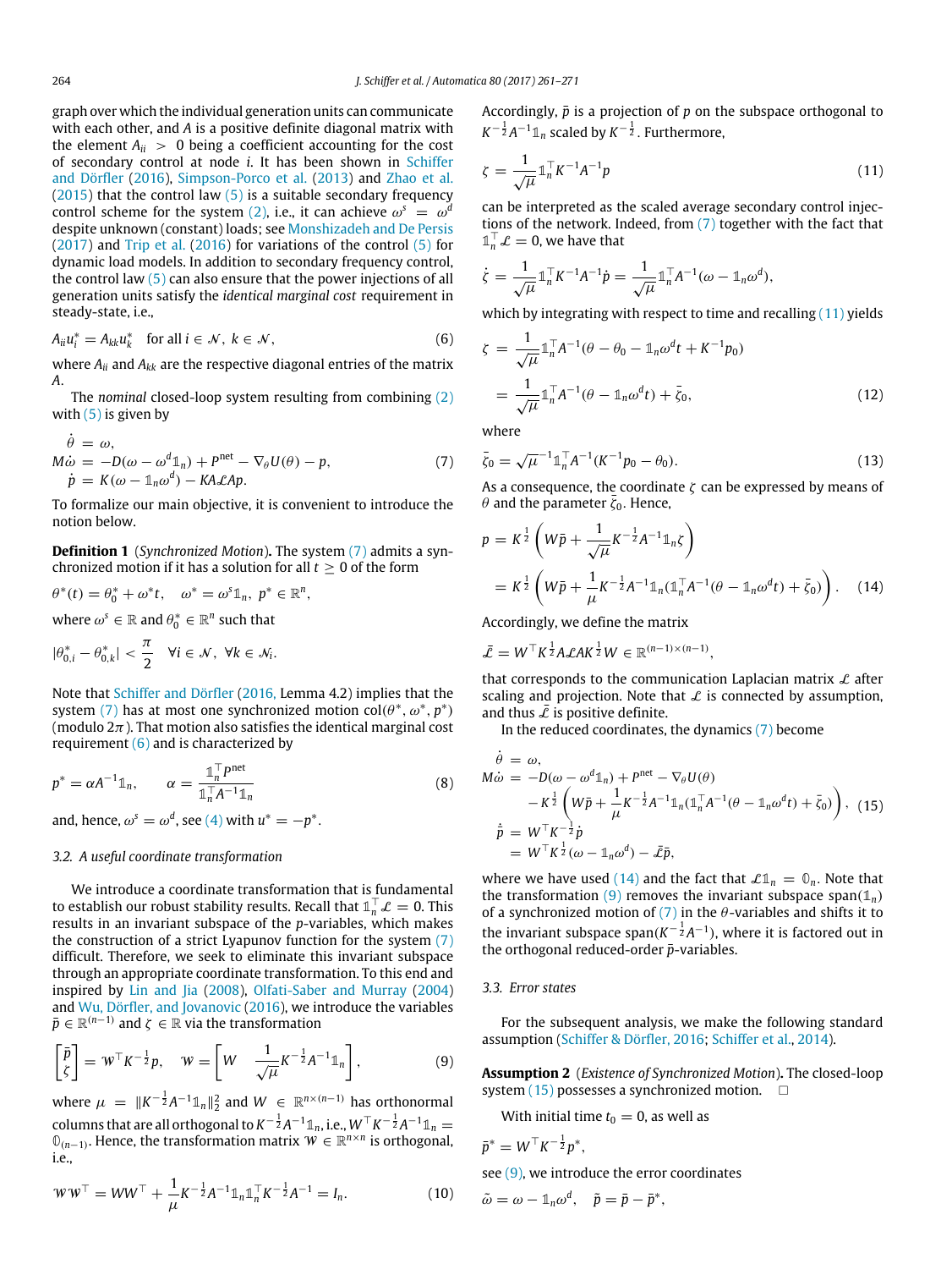graph over which the individual generation units can communicate with each other, and $A$ is a positive definite diagonal matrix with the element $A_{ii} > 0$ being a coefficient accounting for the cost of secondary control at node $i$. It has been shown in Schiffer and Dörfler (2016), Simpson-Porco et al. (2013) and Zhao et al. (2015) that the control law (5) is a suitable secondary frequency control scheme for the system (2), i.e., it can achieve $\omega^s = \omega^d$ despite unknown (constant) loads; see Monshizadeh and De Persis (2017) and Trip et al. (2016) for variations of the control (5) for dynamic load models. In addition to secondary frequency control, the control law (5) can also ensure that the power injections of all generation units satisfy the *identical marginal cost* requirement in steady-state, i.e.,

$$A_{ii}u_i^* = A_{kk}u_k^* \quad \text{for all } i \in \mathcal{N},\ k \in \mathcal{N}, \tag{6}$$

where $A_{ii}$ and $A_{kk}$ are the respective diagonal entries of the matrix $A$.

The *nominal* closed-loop system resulting from combining (2) with (5) is given by

$$\begin{aligned}
\dot{\theta} &= \omega,\\
M\dot{\omega} &= -D(\omega - \omega^d\mathbb{1}_n) + P^{\text{net}} - \nabla_\theta U(\theta) - p,\\
\dot{p} &= K(\omega - \mathbb{1}_n\omega^d) - KA\mathcal{L}Ap.
\end{aligned} \tag{7}$$

To formalize our main objective, it is convenient to introduce the notion below.

**Definition 1** (*Synchronized Motion*)**.** The system (7) admits a synchronized motion if it has a solution for all $t \geq 0$ of the form

$$\theta^*(t) = \theta_0^* + \omega^* t, \quad \omega^* = \omega^s\mathbb{1}_n,\ p^* \in \mathbb{R}^n,$$

where $\omega^s \in \mathbb{R}$ and $\theta_0^* \in \mathbb{R}^n$ such that

$$|\theta_{0,i}^* - \theta_{0,k}^*| < \frac{\pi}{2} \quad \forall i \in \mathcal{N},\ \forall k \in \mathcal{N}_i.$$

Note that Schiffer and Dörfler (2016, Lemma 4.2) implies that the system (7) has at most one synchronized motion $\text{col}(\theta^*, \omega^*, p^*)$ (modulo $2\pi$). That motion also satisfies the identical marginal cost requirement (6) and is characterized by

$$p^* = \alpha A^{-1}\mathbb{1}_n, \qquad \alpha = \frac{\mathbb{1}_n^\top P^{\text{net}}}{\mathbb{1}_n^\top A^{-1}\mathbb{1}_n} \tag{8}$$

and, hence, $\omega^s = \omega^d$, see (4) with $u^* = -p^*$.

### 3.2. A useful coordinate transformation

We introduce a coordinate transformation that is fundamental to establish our robust stability results. Recall that $\mathbb{1}_n^\top\mathcal{L} = 0$. This results in an invariant subspace of the $p$-variables, which makes the construction of a strict Lyapunov function for the system (7) difficult. Therefore, we seek to eliminate this invariant subspace through an appropriate coordinate transformation. To this end and inspired by Lin and Jia (2008), Olfati-Saber and Murray (2004) and Wu, Dörfler, and Jovanovic (2016), we introduce the variables $\bar{p} \in \mathbb{R}^{(n-1)}$ and $\zeta \in \mathbb{R}$ via the transformation

$$\begin{bmatrix}\bar{p}\\ \zeta\end{bmatrix} = \mathcal{W}^\top K^{-\frac{1}{2}}p, \quad \mathcal{W} = \begin{bmatrix} W & \frac{1}{\sqrt{\mu}}K^{-\frac{1}{2}}A^{-1}\mathbb{1}_n\end{bmatrix}, \tag{9}$$

where $\mu = \|K^{-\frac{1}{2}}A^{-1}\mathbb{1}_n\|_2^2$ and $W \in \mathbb{R}^{n\times(n-1)}$ has orthonormal columns that are all orthogonal to $K^{-\frac{1}{2}}A^{-1}\mathbb{1}_n$, i.e., $W^\top K^{-\frac{1}{2}}A^{-1}\mathbb{1}_n = \mathbb{0}_{(n-1)}$. Hence, the transformation matrix $\mathcal{W} \in \mathbb{R}^{n\times n}$ is orthogonal, i.e.,

$$\mathcal{W}\mathcal{W}^\top = WW^\top + \frac{1}{\mu}K^{-\frac{1}{2}}A^{-1}\mathbb{1}_n\mathbb{1}_n^\top K^{-\frac{1}{2}}A^{-1} = I_n. \tag{10}$$

Accordingly, $\bar{p}$ is a projection of $p$ on the subspace orthogonal to $K^{-\frac{1}{2}}A^{-1}\mathbb{1}_n$ scaled by $K^{-\frac{1}{2}}$. Furthermore,

$$\zeta = \frac{1}{\sqrt{\mu}}\mathbb{1}_n^\top K^{-1}A^{-1}p \tag{11}$$

can be interpreted as the scaled average secondary control injections of the network. Indeed, from (7) together with the fact that $\mathbb{1}_n^\top\mathcal{L} = 0$, we have that

$$\dot{\zeta} = \frac{1}{\sqrt{\mu}}\mathbb{1}_n^\top K^{-1}A^{-1}\dot{p} = \frac{1}{\sqrt{\mu}}\mathbb{1}_n^\top A^{-1}(\omega - \mathbb{1}_n\omega^d),$$

which by integrating with respect to time and recalling (11) yields

$$\begin{aligned}
\zeta &= \frac{1}{\sqrt{\mu}}\mathbb{1}_n^\top A^{-1}(\theta - \theta_0 - \mathbb{1}_n\omega^d t + K^{-1}p_0)\\
&= \frac{1}{\sqrt{\mu}}\mathbb{1}_n^\top A^{-1}(\theta - \mathbb{1}_n\omega^d t) + \bar{\zeta}_0,
\end{aligned} \tag{12}$$

where

$$\bar{\zeta}_0 = \sqrt{\mu}^{-1}\mathbb{1}_n^\top A^{-1}(K^{-1}p_0 - \theta_0). \tag{13}$$

As a consequence, the coordinate $\zeta$ can be expressed by means of $\theta$ and the parameter $\bar{\zeta}_0$. Hence,

$$\begin{aligned}
p &= K^{\frac{1}{2}}\left(W\bar{p} + \frac{1}{\sqrt{\mu}}K^{-\frac{1}{2}}A^{-1}\mathbb{1}_n\zeta\right)\\
&= K^{\frac{1}{2}}\left(W\bar{p} + \frac{1}{\mu}K^{-\frac{1}{2}}A^{-1}\mathbb{1}_n(\mathbb{1}_n^\top A^{-1}(\theta - \mathbb{1}_n\omega^d t) + \bar{\zeta}_0)\right).
\end{aligned} \tag{14}$$

Accordingly, we define the matrix

$$\bar{\mathcal{L}} = W^\top K^{\frac{1}{2}}A\mathcal{L}AK^{\frac{1}{2}}W \in \mathbb{R}^{(n-1)\times(n-1)},$$

that corresponds to the communication Laplacian matrix $\mathcal{L}$ after scaling and projection. Note that $\mathcal{L}$ is connected by assumption, and thus $\bar{\mathcal{L}}$ is positive definite.

In the reduced coordinates, the dynamics (7) become

$$\begin{aligned}
\dot{\theta} &= \omega,\\
M\dot{\omega} &= -D(\omega - \omega^d\mathbb{1}_n) + P^{\text{net}} - \nabla_\theta U(\theta)\\
&\quad - K^{\frac{1}{2}}\left(W\bar{p} + \frac{1}{\mu}K^{-\frac{1}{2}}A^{-1}\mathbb{1}_n(\mathbb{1}_n^\top A^{-1}(\theta - \mathbb{1}_n\omega^d t) + \bar{\zeta}_0)\right),\\
\dot{\bar{p}} &= W^\top K^{-\frac{1}{2}}\dot{p}\\
&= W^\top K^{\frac{1}{2}}(\omega - \mathbb{1}_n\omega^d) - \bar{\mathcal{L}}\bar{p},
\end{aligned} \tag{15}$$

where we have used (14) and the fact that $\mathcal{L}\mathbb{1}_n = \mathbb{0}_n$. Note that the transformation (9) removes the invariant subspace $\text{span}(\mathbb{1}_n)$ of a synchronized motion of (7) in the $\theta$-variables and shifts it to the invariant subspace $\text{span}(K^{-\frac{1}{2}}A^{-1})$, where it is factored out in the orthogonal reduced-order $\bar{p}$-variables.

### 3.3. Error states

For the subsequent analysis, we make the following standard assumption (Schiffer & Dörfler, 2016; Schiffer et al., 2014).

**Assumption 2** (*Existence of Synchronized Motion*)**.** The closed-loop system (15) possesses a synchronized motion. □

With initial time $t_0 = 0$, as well as

$$\bar{p}^* = W^\top K^{-\frac{1}{2}}p^*,$$

see (9), we introduce the error coordinates

$$\tilde{\omega} = \omega - \mathbb{1}_n\omega^d, \quad \tilde{p} = \bar{p} - \bar{p}^*,$$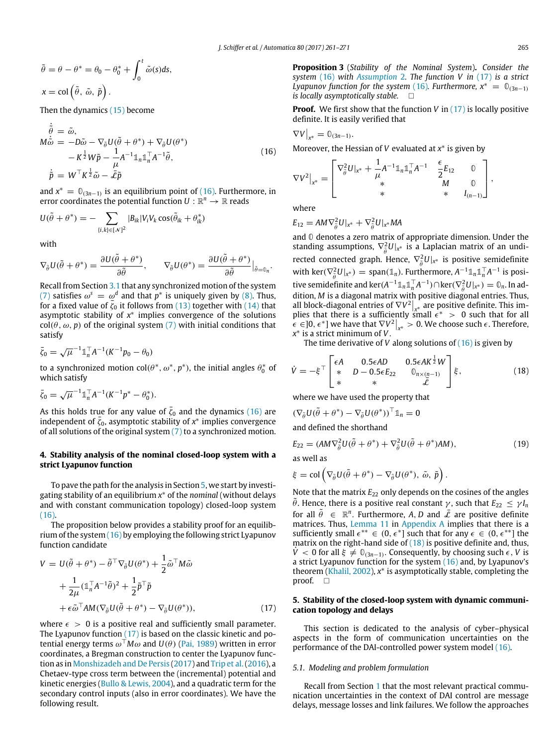$$\tilde{\theta} = \theta - \theta^* = \theta_0 - \theta_0^* + \int_0^t \tilde{\omega}(s)ds,$$

$$x = \text{col}\left(\tilde{\theta},\ \tilde{\omega},\ \tilde{p}\right).$$

Then the dynamics (15) become

$$\begin{aligned}
\dot{\tilde{\theta}} &= \tilde{\omega}, \\
M\dot{\tilde{\omega}} &= -D\tilde{\omega} - \nabla_{\tilde{\theta}} U(\tilde{\theta} + \theta^*) + \nabla_{\tilde{\theta}} U(\theta^*) \\
&\quad - K^{\frac{1}{2}} W \tilde{p} - \frac{1}{\mu} A^{-1} \mathbb{1}_n \mathbb{1}_n^\top A^{-1} \tilde{\theta}, \\
\dot{\tilde{p}} &= W^\top K^{\frac{1}{2}} \tilde{\omega} - \bar{\mathcal{L}} \tilde{p}
\end{aligned} \tag{16}$$

and $x^* = \mathbb{0}_{(3n-1)}$ is an equilibrium point of (16). Furthermore, in error coordinates the potential function $U: \mathbb{R}^n \to \mathbb{R}$ reads

$$U(\tilde{\theta} + \theta^*) = -\sum_{\{i,k\} \in [\mathcal{N}]^2} |B_{ik}| V_i V_k \cos(\tilde{\theta}_{ik} + \theta_{ik}^*)$$

with

$$\nabla_{\tilde{\theta}} U(\tilde{\theta} + \theta^*) = \frac{\partial U(\tilde{\theta} + \theta^*)}{\partial \tilde{\theta}}, \qquad \nabla_{\tilde{\theta}} U(\theta^*) = \frac{\partial U(\tilde{\theta} + \theta^*)}{\partial \tilde{\theta}}\Big|_{\tilde{\theta} = \mathbb{0}_n}.$$

Recall from Section 3.1 that any synchronized motion of the system (7) satisfies $\omega^s = \omega^d$ and that $p^*$ is uniquely given by (8). Thus, for a fixed value of $\bar{\zeta}_0$ it follows from (13) together with (14) that asymptotic stability of $x^*$ implies convergence of the solutions $\text{col}(\theta, \omega, p)$ of the original system (7) with initial conditions that satisfy

$$\bar{\zeta}_0 = \sqrt{\mu}^{-1} \mathbb{1}_n^\top A^{-1}(K^{-1} p_0 - \theta_0)$$

to a synchronized motion $\text{col}(\theta^*, \omega^*, p^*)$, the initial angles $\theta_0^*$ of which satisfy

$$\bar{\zeta}_0 = \sqrt{\mu}^{-1} \mathbb{1}_n^\top A^{-1}(K^{-1} p^* - \theta_0^*).$$

As this holds true for any value of $\bar{\zeta}_0$ and the dynamics (16) are independent of $\bar{\zeta}_0$, asymptotic stability of $x^*$ implies convergence of all solutions of the original system (7) to a synchronized motion.

## 4. Stability analysis of the nominal closed-loop system with a strict Lyapunov function

To pave the path for the analysis in Section 5, we start by investigating stability of an equilibrium $x^*$ of the *nominal* (without delays and with constant communication topology) closed-loop system (16).

The proposition below provides a stability proof for an equilibrium of the system (16) by employing the following strict Lyapunov function candidate

$$\begin{aligned}
V &= U(\tilde{\theta} + \theta^*) - \tilde{\theta}^\top \nabla_{\tilde{\theta}} U(\theta^*) + \frac{1}{2} \tilde{\omega}^\top M \tilde{\omega} \\
&\quad + \frac{1}{2\mu} (\mathbb{1}_n^\top A^{-1} \tilde{\theta})^2 + \frac{1}{2} \tilde{p}^\top \tilde{p} \\
&\quad + \epsilon \tilde{\omega}^\top AM(\nabla_{\tilde{\theta}} U(\tilde{\theta} + \theta^*) - \nabla_{\tilde{\theta}} U(\theta^*)),
\end{aligned} \tag{17}$$

where $\epsilon > 0$ is a positive real and sufficiently small parameter. The Lyapunov function (17) is based on the classic kinetic and potential energy terms $\omega^\top M \omega$ and $U(\theta)$ (Pai, 1989) written in error coordinates, a Bregman construction to center the Lyapunov function as in Monshizadeh and De Persis (2017) and Trip et al. (2016), a Chetaev-type cross term between the (incremental) potential and kinetic energies (Bullo & Lewis, 2004), and a quadratic term for the secondary control inputs (also in error coordinates). We have the following result.

**Proposition 3** (*Stability of the Nominal System*). *Consider the system* (16) *with* Assumption 2. *The function* $V$ *in* (17) *is a strict Lyapunov function for the system* (16). *Furthermore,* $x^* = \mathbb{0}_{(3n-1)}$ *is locally asymptotically stable.* □

**Proof.** We first show that the function $V$ in (17) is locally positive definite. It is easily verified that

$$\nabla V\big|_{x^*} = \mathbb{0}_{(3n-1)}.$$

Moreover, the Hessian of $V$ evaluated at $x^*$ is given by

$$\nabla V^2\big|_{x^*} = \begin{bmatrix} \nabla_{\tilde{\theta}}^2 U|_{x^*} + \frac{1}{\mu} A^{-1} \mathbb{1}_n \mathbb{1}_n^\top A^{-1} & \frac{\epsilon}{2} E_{12} & \mathbb{0} \\ * & M & \mathbb{0} \\ * & * & I_{(n-1)} \end{bmatrix},$$

where

$$E_{12} = AM \nabla_{\tilde{\theta}}^2 U|_{x^*} + \nabla_{\tilde{\theta}}^2 U|_{x^*} MA$$

and $\mathbb{0}$ denotes a zero matrix of appropriate dimension. Under the standing assumptions, $\nabla_{\tilde{\theta}}^2 U|_{x^*}$ is a Laplacian matrix of an undirected connected graph. Hence, $\nabla_{\tilde{\theta}}^2 U|_{x^*}$ is positive semidefinite with $\ker(\nabla_{\tilde{\theta}}^2 U|_{x^*}) = \text{span}(\mathbb{1}_n)$. Furthermore, $A^{-1} \mathbb{1}_n \mathbb{1}_n^\top A^{-1}$ is positive semidefinite and $\ker(A^{-1} \mathbb{1}_n \mathbb{1}_n^\top A^{-1}) \cap \ker(\nabla_{\tilde{\theta}}^2 U|_{x^*}) = \mathbb{0}_n$. In addition, $M$ is a diagonal matrix with positive diagonal entries. Thus, all block-diagonal entries of $\nabla V^2\big|_{x^*}$ are positive definite. This implies that there is a sufficiently small $\epsilon^* > 0$ such that for all $\epsilon \in ]0, \epsilon^*]$ we have that $\nabla V^2\big|_{x^*} > 0$. We choose such $\epsilon$. Therefore, $x^*$ is a strict minimum of $V$.

The time derivative of $V$ along solutions of (16) is given by

$$\dot{V} = -\xi^\top \begin{bmatrix} \epsilon A & 0.5\epsilon AD & 0.5\epsilon AK^{\frac{1}{2}} W \\ * & D - 0.5\epsilon E_{22} & \mathbb{0}_{n \times (n-1)} \\ * & * & \bar{\mathcal{L}} \end{bmatrix} \xi, \tag{18}$$

where we have used the property that

$$(\nabla_{\tilde{\theta}} U(\tilde{\theta} + \theta^*) - \nabla_{\tilde{\theta}} U(\theta^*))^\top \mathbb{1}_n = 0$$

and defined the shorthand

$$E_{22} = (AM \nabla_{\tilde{\theta}}^2 U(\tilde{\theta} + \theta^*) + \nabla_{\tilde{\theta}}^2 U(\tilde{\theta} + \theta^*) AM), \tag{19}$$

as well as

$$\xi = \text{col}\left(\nabla_{\tilde{\theta}} U(\tilde{\theta} + \theta^*) - \nabla_{\tilde{\theta}} U(\theta^*),\ \tilde{\omega},\ \tilde{p}\right).$$

Note that the matrix $E_{22}$ only depends on the cosines of the angles $\tilde{\theta}$. Hence, there is a positive real constant $\gamma$, such that $E_{22} \leq \gamma I_n$ for all $\tilde{\theta} \in \mathbb{R}^n$. Furthermore, $A$, $D$ and $\bar{\mathcal{L}}$ are positive definite matrices. Thus, Lemma 11 in Appendix A implies that there is a sufficiently small $\epsilon^{**} \in (0, \epsilon^*]$ such that for any $\epsilon \in (0, \epsilon^{**}]$ the matrix on the right-hand side of (18) is positive definite and, thus, $\dot{V} < 0$ for all $\xi \neq \mathbb{0}_{(3n-1)}$. Consequently, by choosing such $\epsilon$, $V$ is a strict Lyapunov function for the system (16) and, by Lyapunov's theorem (Khalil, 2002), $x^*$ is asymptotically stable, completing the proof. □

## 5. Stability of the closed-loop system with dynamic communication topology and delays

This section is dedicated to the analysis of cyber–physical aspects in the form of communication uncertainties on the performance of the DAI-controlled power system model (16).

### 5.1. Modeling and problem formulation

Recall from Section 1 that the most relevant practical communication uncertainties in the context of DAI control are message delays, message losses and link failures. We follow the approaches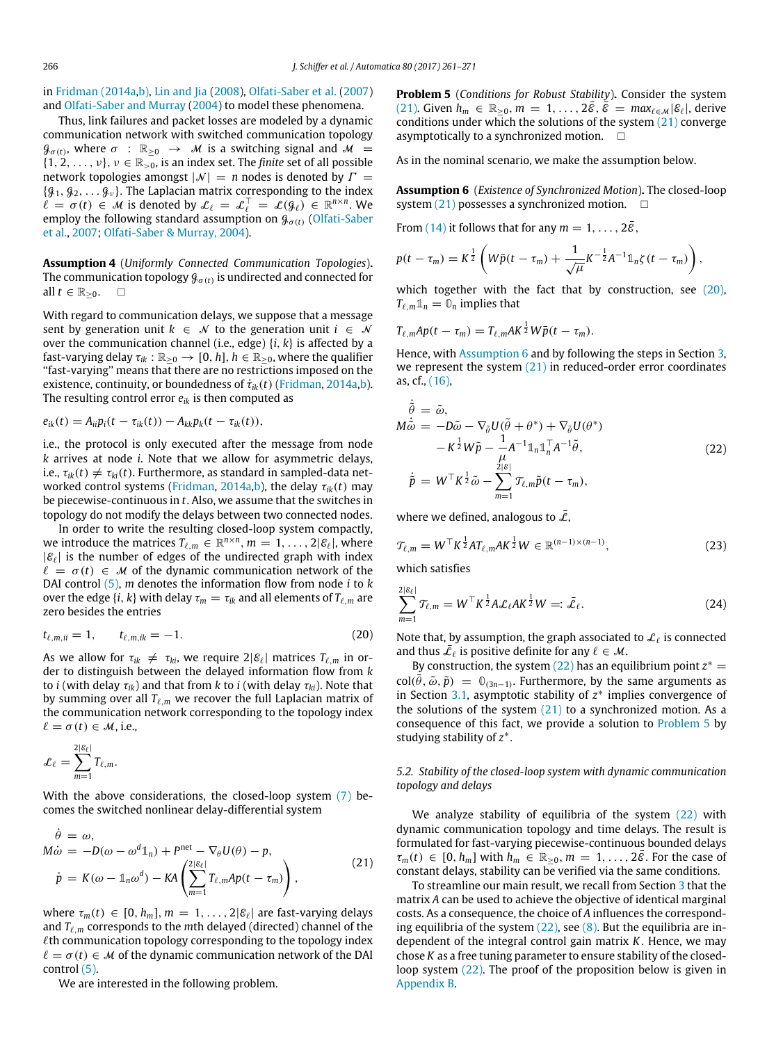in Fridman (2014a,b), Lin and Jia (2008), Olfati-Saber et al. (2007) and Olfati-Saber and Murray (2004) to model these phenomena.

Thus, link failures and packet losses are modeled by a dynamic communication network with switched communication topology $\mathcal{G}_{\sigma(t)}$, where $\sigma : \mathbb{R}_{\geq 0} \to \mathcal{M}$ is a switching signal and $\mathcal{M} = \{1, 2, \ldots, \nu\}$, $\nu \in \mathbb{R}_{>0}$, is an index set. The *finite* set of all possible network topologies amongst $|\mathcal{N}| = n$ nodes is denoted by $\Gamma = \{\mathcal{G}_1, \mathcal{G}_2, \ldots \mathcal{G}_\nu\}$. The Laplacian matrix corresponding to the index $\ell = \sigma(t) \in \mathcal{M}$ is denoted by $\mathcal{L}_\ell = \mathcal{L}_\ell^\top = \mathcal{L}(\mathcal{G}_\ell) \in \mathbb{R}^{n\times n}$. We employ the following standard assumption on $\mathcal{G}_{\sigma(t)}$ (Olfati-Saber et al., 2007; Olfati-Saber & Murray, 2004).

**Assumption 4** (*Uniformly Connected Communication Topologies*)**.** The communication topology $\mathcal{G}_{\sigma(t)}$ is undirected and connected for all $t \in \mathbb{R}_{\geq 0}$. □

With regard to communication delays, we suppose that a message sent by generation unit $k \in \mathcal{N}$ to the generation unit $i \in \mathcal{N}$ over the communication channel (i.e., edge) $\{i, k\}$ is affected by a fast-varying delay $\tau_{ik} : \mathbb{R}_{\geq 0} \to [0, h]$, $h \in \mathbb{R}_{\geq 0}$, where the qualifier "fast-varying" means that there are no restrictions imposed on the existence, continuity, or boundedness of $\dot{\tau}_{ik}(t)$ (Fridman, 2014a,b). The resulting control error $e_{ik}$ is then computed as

$$e_{ik}(t) = A_{ii}p_i(t - \tau_{ik}(t)) - A_{kk}p_k(t - \tau_{ik}(t)),$$

i.e., the protocol is only executed after the message from node $k$ arrives at node $i$. Note that we allow for asymmetric delays, i.e., $\tau_{ik}(t) \neq \tau_{ki}(t)$. Furthermore, as standard in sampled-data networked control systems (Fridman, 2014a,b), the delay $\tau_{ik}(t)$ may be piecewise-continuous in $t$. Also, we assume that the switches in topology do not modify the delays between two connected nodes.

In order to write the resulting closed-loop system compactly, we introduce the matrices $T_{\ell,m} \in \mathbb{R}^{n\times n}$, $m = 1, \ldots, 2|\mathcal{E}_\ell|$, where $|\mathcal{E}_\ell|$ is the number of edges of the undirected graph with index $\ell = \sigma(t) \in \mathcal{M}$ of the dynamic communication network of the DAI control (5), $m$ denotes the information flow from node $i$ to $k$ over the edge $\{i, k\}$ with delay $\tau_m = \tau_{ik}$ and all elements of $T_{\ell,m}$ are zero besides the entries

$$t_{\ell,m,ii} = 1, \qquad t_{\ell,m,ik} = -1. \tag{20}$$

As we allow for $\tau_{ik} \neq \tau_{ki}$, we require $2|\mathcal{E}_\ell|$ matrices $T_{\ell,m}$ in order to distinguish between the delayed information flow from $k$ to $i$ (with delay $\tau_{ik}$) and that from $k$ to $i$ (with delay $\tau_{ki}$). Note that by summing over all $T_{\ell,m}$ we recover the full Laplacian matrix of the communication network corresponding to the topology index $\ell = \sigma(t) \in \mathcal{M}$, i.e.,

$$\mathcal{L}_\ell = \sum_{m=1}^{2|\mathcal{E}_\ell|} T_{\ell,m}.$$

With the above considerations, the closed-loop system (7) becomes the switched nonlinear delay-differential system

$$\begin{aligned}
\dot{\theta} &= \omega, \\
M\dot{\omega} &= -D(\omega - \omega^d\mathbb{1}_n) + P^{\text{net}} - \nabla_\theta U(\theta) - p, \\
\dot{p} &= K(\omega - \mathbb{1}_n\omega^d) - KA\left(\sum_{m=1}^{2|\mathcal{E}_\ell|} T_{\ell,m}Ap(t - \tau_m)\right),
\end{aligned} \tag{21}$$

where $\tau_m(t) \in [0, h_m]$, $m = 1, \ldots, 2|\mathcal{E}_\ell|$ are fast-varying delays and $T_{\ell,m}$ corresponds to the $m$th delayed (directed) channel of the $\ell$th communication topology corresponding to the topology index $\ell = \sigma(t) \in \mathcal{M}$ of the dynamic communication network of the DAI control (5).

We are interested in the following problem.

**Problem 5** (*Conditions for Robust Stability*)**.** Consider the system (21). Given $h_m \in \mathbb{R}_{\geq 0}$, $m = 1, \ldots, 2\bar{\mathcal{E}}$, $\bar{\mathcal{E}} = \max_{\ell\in\mathcal{M}}|\mathcal{E}_\ell|$, derive conditions under which the solutions of the system (21) converge asymptotically to a synchronized motion. □

As in the nominal scenario, we make the assumption below.

**Assumption 6** (*Existence of Synchronized Motion*)**.** The closed-loop system (21) possesses a synchronized motion. □

From (14) it follows that for any $m = 1, \ldots, 2\bar{\mathcal{E}}$,

$$p(t - \tau_m) = K^{\frac{1}{2}}\left(W\bar{p}(t - \tau_m) + \frac{1}{\sqrt{\mu}}K^{-\frac{1}{2}}A^{-1}\mathbb{1}_n\zeta(t - \tau_m)\right),$$

which together with the fact that by construction, see (20), $T_{\ell,m}\mathbb{1}_n = \mathbb{0}_n$ implies that

$$T_{\ell,m}Ap(t - \tau_m) = T_{\ell,m}AK^{\frac{1}{2}}W\bar{p}(t - \tau_m).$$

Hence, with Assumption 6 and by following the steps in Section 3, we represent the system (21) in reduced-order error coordinates as, cf., (16),

$$\begin{aligned}
\dot{\tilde{\theta}} &= \tilde{\omega}, \\
M\dot{\tilde{\omega}} &= -D\tilde{\omega} - \nabla_{\tilde{\theta}}U(\tilde{\theta} + \theta^*) + \nabla_{\tilde{\theta}}U(\theta^*) \\
&\quad - K^{\frac{1}{2}}W\tilde{p} - \frac{1}{\mu}A^{-1}\mathbb{1}_n\mathbb{1}_n^\top A^{-1}\tilde{\theta}, \\
\dot{\tilde{p}} &= W^\top K^{\frac{1}{2}}\tilde{\omega} - \sum_{m=1}^{2|\mathcal{E}_\ell|}\mathcal{T}_{\ell,m}\tilde{p}(t - \tau_m),
\end{aligned} \tag{22}$$

where we defined, analogous to $\bar{\mathcal{L}}$,

$$\mathcal{T}_{\ell,m} = W^\top K^{\frac{1}{2}}AT_{\ell,m}AK^{\frac{1}{2}}W \in \mathbb{R}^{(n-1)\times(n-1)}, \tag{23}$$

which satisfies

$$\sum_{m=1}^{2|\mathcal{E}_\ell|}\mathcal{T}_{\ell,m} = W^\top K^{\frac{1}{2}}A\mathcal{L}_\ell AK^{\frac{1}{2}}W =: \bar{\mathcal{L}}_\ell. \tag{24}$$

Note that, by assumption, the graph associated to $\mathcal{L}_\ell$ is connected and thus $\bar{\mathcal{L}}_\ell$ is positive definite for any $\ell \in \mathcal{M}$.

By construction, the system (22) has an equilibrium point $z^* = \text{col}(\tilde{\theta}, \tilde{\omega}, \tilde{p}) = \mathbb{0}_{(3n-1)}$. Furthermore, by the same arguments as in Section 3.1, asymptotic stability of $z^*$ implies convergence of the solutions of the system (21) to a synchronized motion. As a consequence of this fact, we provide a solution to Problem 5 by studying stability of $z^*$.

### 5.2. Stability of the closed-loop system with dynamic communication topology and delays

We analyze stability of equilibria of the system (22) with dynamic communication topology and time delays. The result is formulated for fast-varying piecewise-continuous bounded delays $\tau_m(t) \in [0, h_m]$ with $h_m \in \mathbb{R}_{\geq 0}$, $m = 1, \ldots, 2\bar{\mathcal{E}}$. For the case of constant delays, stability can be verified via the same conditions.

To streamline our main result, we recall from Section 3 that the matrix $A$ can be used to achieve the objective of identical marginal costs. As a consequence, the choice of $A$ influences the corresponding equilibria of the system (22), see (8). But the equilibria are independent of the integral control gain matrix $K$. Hence, we may chose $K$ as a free tuning parameter to ensure stability of the closed-loop system (22). The proof of the proposition below is given in Appendix B.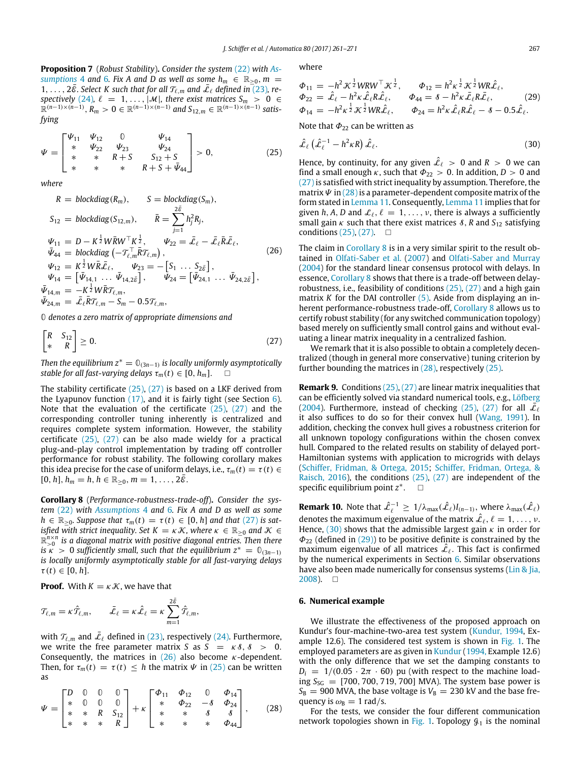**Proposition 7** (*Robust Stability*). *Consider the system* (22) *with Assumptions* 4 *and* 6*. Fix $A$ and $D$ as well as some $h_m \in \mathbb{R}_{\geq 0}$, $m = 1, \ldots, 2\bar{\varepsilon}$. Select $K$ such that for all $\mathcal{T}_{\ell,m}$ and $\bar{\mathcal{L}}_\ell$ defined in* (23)*, respectively* (24)*, $\ell = 1, \ldots, |\mathcal{M}|$, there exist matrices $S_m > 0 \in \mathbb{R}^{(n-1)\times(n-1)}$, $R_m > 0 \in \mathbb{R}^{(n-1)\times(n-1)}$ and $S_{12,m} \in \mathbb{R}^{(n-1)\times(n-1)}$ satisfying*

$$\Psi = \begin{bmatrix} \Psi_{11} & \Psi_{12} & \mathbb{0} & \Psi_{14} \\ * & \Psi_{22} & \Psi_{23} & \Psi_{24} \\ * & * & R+S & S_{12}+S \\ * & * & * & R+S+\bar{\Psi}_{44} \end{bmatrix} > 0, \tag{25}$$

*where*

$$\begin{aligned}
R &= \mathrm{blockdiag}(R_m), \qquad S = \mathrm{blockdiag}(S_m), \\
S_{12} &= \mathrm{blockdiag}(S_{12,m}), \qquad \bar{R} = \sum_{j=1}^{2\bar{\varepsilon}} h_j^2 R_j, \\
\Psi_{11} &= D - K^{\frac{1}{2}} W \bar{R} W^\top K^{\frac{1}{2}}, \qquad \Psi_{22} = \bar{\mathcal{L}}_\ell - \bar{\mathcal{L}}_\ell \bar{R} \bar{\mathcal{L}}_\ell, \\
\bar{\Psi}_{44} &= \mathrm{blockdiag}\left(-\mathcal{T}_{\ell,m}^\top \bar{R} \mathcal{T}_{\ell,m}\right), \\
\Psi_{12} &= K^{\frac{1}{2}} W \bar{R} \bar{\mathcal{L}}_\ell, \qquad \Psi_{23} = -\begin{bmatrix} S_1 & \ldots & S_{2\bar{\varepsilon}} \end{bmatrix}, \\
\Psi_{14} &= \begin{bmatrix} \bar{\Psi}_{14,1} & \ldots & \bar{\Psi}_{14,2\bar{\varepsilon}} \end{bmatrix}, \qquad \Psi_{24} = \begin{bmatrix} \bar{\Psi}_{24,1} & \ldots & \bar{\Psi}_{24,2\bar{\varepsilon}} \end{bmatrix}, \\
\bar{\Psi}_{14,m} &= -K^{\frac{1}{2}} W \bar{R} \mathcal{T}_{\ell,m}, \\
\bar{\Psi}_{24,m} &= \bar{\mathcal{L}}_\ell \bar{R} \mathcal{T}_{\ell,m} - S_m - 0.5\mathcal{T}_{\ell,m},
\end{aligned} \tag{26}$$

$\mathbb{0}$ *denotes a zero matrix of appropriate dimensions and*

$$\begin{bmatrix} R & S_{12} \\ * & R \end{bmatrix} \geq 0. \tag{27}$$

*Then the equilibrium $z^* = \mathbb{0}_{(3n-1)}$ is locally uniformly asymptotically stable for all fast-varying delays $\tau_m(t) \in [0, h_m]$.* □

The stability certificate (25), (27) is based on a LKF derived from the Lyapunov function (17), and it is fairly tight (see Section 6). Note that the evaluation of the certificate (25), (27) and the corresponding controller tuning inherently is centralized and requires complete system information. However, the stability certificate (25), (27) can be also made wieldy for a practical plug-and-play control implementation by trading off controller performance for robust stability. The following corollary makes this idea precise for the case of uniform delays, i.e., $\tau_m(t) = \tau(t) \in [0, h]$, $h_m = h$, $h \in \mathbb{R}_{\geq 0}$, $m = 1, \ldots, 2\bar{\varepsilon}$.

**Corollary 8** (*Performance-robustness-trade-off*). *Consider the system* (22) *with Assumptions* 4 *and* 6*. Fix $A$ and $D$ as well as some $h \in \mathbb{R}_{\geq 0}$. Suppose that $\tau_m(t) = \tau(t) \in [0, h]$ and that* (27) *is satisfied with strict inequality. Set $K = \kappa\mathcal{K}$, where $\kappa \in \mathbb{R}_{\geq 0}$ and $\mathcal{K} \in \mathbb{R}^{n\times n}_{>0}$ is a diagonal matrix with positive diagonal entries. Then there is $\kappa > 0$ sufficiently small, such that the equilibrium $z^* = \mathbb{0}_{(3n-1)}$ is locally uniformly asymptotically stable for all fast-varying delays $\tau(t) \in [0, h]$.*

**Proof.** With $K = \kappa\mathcal{K}$, we have that

$$\mathcal{T}_{\ell,m} = \kappa\hat{\mathcal{T}}_{\ell,m}, \qquad \bar{\mathcal{L}}_\ell = \kappa\hat{\mathcal{L}}_\ell = \kappa\sum_{m=1}^{2\bar{\varepsilon}} \hat{\mathcal{T}}_{\ell,m},$$

with $\mathcal{T}_{\ell,m}$ and $\bar{\mathcal{L}}_\ell$ defined in (23), respectively (24). Furthermore, we write the free parameter matrix $S$ as $S = \kappa\mathcal{S}$, $\mathcal{S} > 0$. Consequently, the matrices in (26) also become $\kappa$-dependent. Then, for $\tau_m(t) = \tau(t) \leq h$ the matrix $\Psi$ in (25) can be written as

$$\Psi = \begin{bmatrix} D & \mathbb{0} & \mathbb{0} & \mathbb{0} \\ * & \mathbb{0} & \mathbb{0} & \mathbb{0} \\ * & * & R & S_{12} \\ * & * & * & R \end{bmatrix} + \kappa \begin{bmatrix} \Phi_{11} & \Phi_{12} & \mathbb{0} & \Phi_{14} \\ * & \Phi_{22} & -\mathcal{S} & \Phi_{24} \\ * & * & \mathcal{S} & \mathcal{S} \\ * & * & * & \Phi_{44} \end{bmatrix}, \tag{28}$$

where

$$\begin{aligned}
\Phi_{11} &= -h^2\mathcal{K}^{\frac{1}{2}} W R W^\top \mathcal{K}^{\frac{1}{2}}, \qquad \Phi_{12} = h^2\kappa^{\frac{1}{2}}\mathcal{K}^{\frac{1}{2}} W R \hat{\mathcal{L}}_\ell, \\
\Phi_{22} &= \hat{\mathcal{L}}_\ell - h^2\kappa\hat{\mathcal{L}}_\ell R \hat{\mathcal{L}}_\ell, \qquad \Phi_{44} = \mathcal{S} - h^2\kappa\hat{\mathcal{L}}_\ell R \hat{\mathcal{L}}_\ell, \\
\Phi_{14} &= -h^2\kappa^{\frac{1}{2}}\mathcal{K}^{\frac{1}{2}} W R \hat{\mathcal{L}}_\ell, \qquad \Phi_{24} = h^2\kappa\hat{\mathcal{L}}_\ell R \hat{\mathcal{L}}_\ell - \mathcal{S} - 0.5\hat{\mathcal{L}}_\ell.
\end{aligned} \tag{29}$$

Note that $\Phi_{22}$ can be written as

$$\hat{\mathcal{L}}_\ell\left(\hat{\mathcal{L}}_\ell^{-1} - h^2\kappa R\right)\hat{\mathcal{L}}_\ell. \tag{30}$$

Hence, by continuity, for any given $\hat{\mathcal{L}}_\ell > 0$ and $R > 0$ we can find a small enough $\kappa$, such that $\Phi_{22} > 0$. In addition, $D > 0$ and (27) is satisfied with strict inequality by assumption. Therefore, the matrix $\Psi$ in (28) is a parameter-dependent composite matrix of the form stated in Lemma 11. Consequently, Lemma 11 implies that for given $h$, $A$, $D$ and $\mathcal{L}_\ell$, $\ell = 1, \ldots, \nu$, there is always a sufficiently small gain $\kappa$ such that there exist matrices $\mathcal{S}$, $R$ and $S_{12}$ satisfying conditions (25), (27). □

The claim in Corollary 8 is in a very similar spirit to the result obtained in Olfati-Saber et al. (2007) and Olfati-Saber and Murray (2004) for the standard linear consensus protocol with delays. In essence, Corollary 8 shows that there is a trade-off between delay-robustness, i.e., feasibility of conditions (25), (27) and a high gain matrix $K$ for the DAI controller (5). Aside from displaying an inherent performance-robustness trade-off, Corollary 8 allows us to certify robust stability (for any switched communication topology) based merely on sufficiently small control gains and without evaluating a linear matrix inequality in a centralized fashion.

We remark that it is also possible to obtain a completely decentralized (though in general more conservative) tuning criterion by further bounding the matrices in (28), respectively (25).

**Remark 9.** Conditions (25), (27) are linear matrix inequalities that can be efficiently solved via standard numerical tools, e.g., Löfberg (2004). Furthermore, instead of checking (25), (27) for all $\mathcal{L}_\ell$ it also suffices to do so for their convex hull (Wang, 1991). In addition, checking the convex hull gives a robustness criterion for all unknown topology configurations within the chosen convex hull. Compared to the related results on stability of delayed port-Hamiltonian systems with application to microgrids with delays (Schiffer, Fridman, & Ortega, 2015; Schiffer, Fridman, Ortega, & Raisch, 2016), the conditions (25), (27) are independent of the specific equilibrium point $z^*$. □

**Remark 10.** Note that $\hat{\mathcal{L}}_\ell^{-1} \geq 1/\lambda_{\max}(\hat{\mathcal{L}}_\ell) I_{(n-1)}$, where $\lambda_{\max}(\hat{\mathcal{L}}_\ell)$ denotes the maximum eigenvalue of the matrix $\hat{\mathcal{L}}_\ell$, $\ell = 1, \ldots, \nu$. Hence, (30) shows that the admissible largest gain $\kappa$ in order for $\Phi_{22}$ (defined in (29)) to be positive definite is constrained by the maximum eigenvalue of all matrices $\hat{\mathcal{L}}_\ell$. This fact is confirmed by the numerical experiments in Section 6. Similar observations have also been made numerically for consensus systems (Lin & Jia, 2008). □

## 6. Numerical example

We illustrate the effectiveness of the proposed approach on Kundur's four-machine-two-area test system (Kundur, 1994, Example 12.6). The considered test system is shown in Fig. 1. The employed parameters are as given in Kundur (1994, Example 12.6) with the only difference that we set the damping constants to $D_i = 1/(0.05 \cdot 2\pi \cdot 60)$ pu (with respect to the machine loading $S_{SG} = [700, 700, 719, 700]$ MVA). The system base power is $S_B = 900$ MVA, the base voltage is $V_B = 230$ kV and the base frequency is $\omega_B = 1$ rad/s.

For the tests, we consider the four different communication network topologies shown in Fig. 1. Topology $\mathcal{G}_1$ is the nominal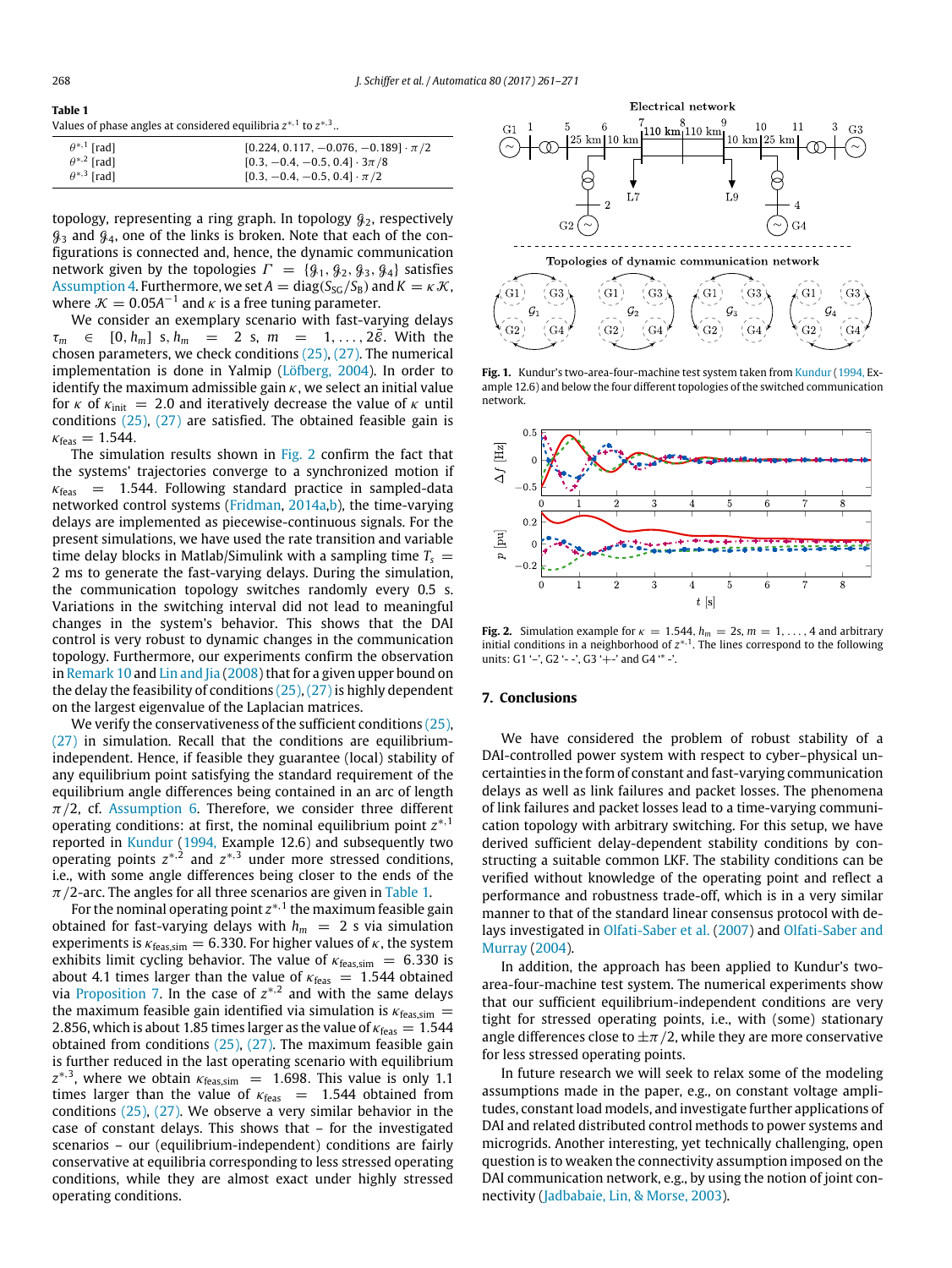**Table 1**
Values of phase angles at considered equilibria $z^{*,1}$ to $z^{*,3}$..

| | |
|---|---|
| $\theta^{*,1}$ [rad] | $[0.224, 0.117, -0.076, -0.189] \cdot \pi/2$ |
| $\theta^{*,2}$ [rad] | $[0.3, -0.4, -0.5, 0.4] \cdot 3\pi/8$ |
| $\theta^{*,3}$ [rad] | $[0.3, -0.4, -0.5, 0.4] \cdot \pi/2$ |

topology, representing a ring graph. In topology $\mathcal{G}_2$, respectively $\mathcal{G}_3$ and $\mathcal{G}_4$, one of the links is broken. Note that each of the configurations is connected and, hence, the dynamic communication network given by the topologies $\Gamma = \{\mathcal{G}_1, \mathcal{G}_2, \mathcal{G}_3, \mathcal{G}_4\}$ satisfies Assumption 4. Furthermore, we set $A = \text{diag}(S_{\text{SG}}/S_{\text{B}})$ and $K = \kappa\mathcal{K}$, where $\mathcal{K} = 0.05A^{-1}$ and $\kappa$ is a free tuning parameter.

We consider an exemplary scenario with fast-varying delays $\tau_m \in [0, h_m]$ s, $h_m = 2$ s, $m = 1, \ldots, 2\bar{\mathcal{E}}$. With the chosen parameters, we check conditions (25), (27). The numerical implementation is done in Yalmip (Löfberg, 2004). In order to identify the maximum admissible gain $\kappa$, we select an initial value for $\kappa$ of $\kappa_{\text{init}} = 2.0$ and iteratively decrease the value of $\kappa$ until conditions (25), (27) are satisfied. The obtained feasible gain is $\kappa_{\text{feas}} = 1.544$.

The simulation results shown in Fig. 2 confirm the fact that the systems' trajectories converge to a synchronized motion if $\kappa_{\text{feas}} = 1.544$. Following standard practice in sampled-data networked control systems (Fridman, 2014a,b), the time-varying delays are implemented as piecewise-continuous signals. For the present simulations, we have used the rate transition and variable time delay blocks in Matlab/Simulink with a sampling time $T_s = 2$ ms to generate the fast-varying delays. During the simulation, the communication topology switches randomly every 0.5 s. Variations in the switching interval did not lead to meaningful changes in the system's behavior. This shows that the DAI control is very robust to dynamic changes in the communication topology. Furthermore, our experiments confirm the observation in Remark 10 and Lin and Jia (2008) that for a given upper bound on the delay the feasibility of conditions (25), (27) is highly dependent on the largest eigenvalue of the Laplacian matrices.

We verify the conservativeness of the sufficient conditions (25), (27) in simulation. Recall that the conditions are equilibrium-independent. Hence, if feasible they guarantee (local) stability of any equilibrium point satisfying the standard requirement of the equilibrium angle differences being contained in an arc of length $\pi/2$, cf. Assumption 6. Therefore, we consider three different operating conditions: at first, the nominal equilibrium point $z^{*,1}$ reported in Kundur (1994, Example 12.6) and subsequently two operating points $z^{*,2}$ and $z^{*,3}$ under more stressed conditions, i.e., with some angle differences being closer to the ends of the $\pi/2$-arc. The angles for all three scenarios are given in Table 1.

For the nominal operating point $z^{*,1}$ the maximum feasible gain obtained for fast-varying delays with $h_m = 2$ s via simulation experiments is $\kappa_{\text{feas,sim}} = 6.330$. For higher values of $\kappa$, the system exhibits limit cycling behavior. The value of $\kappa_{\text{feas,sim}} = 6.330$ is about 4.1 times larger than the value of $\kappa_{\text{feas}} = 1.544$ obtained via Proposition 7. In the case of $z^{*,2}$ and with the same delays the maximum feasible gain identified via simulation is $\kappa_{\text{feas,sim}} = 2.856$, which is about 1.85 times larger as the value of $\kappa_{\text{feas}} = 1.544$ obtained from conditions (25), (27). The maximum feasible gain is further reduced in the last operating scenario with equilibrium $z^{*,3}$, where we obtain $\kappa_{\text{feas,sim}} = 1.698$. This value is only 1.1 times larger than the value of $\kappa_{\text{feas}} = 1.544$ obtained from conditions (25), (27). We observe a very similar behavior in the case of constant delays. This shows that – for the investigated scenarios – our (equilibrium-independent) conditions are fairly conservative at equilibria corresponding to less stressed operating conditions, while they are almost exact under highly stressed operating conditions.

**Fig. 1.** Kundur's two-area-four-machine test system taken from Kundur (1994, Example 12.6) and below the four different topologies of the switched communication network.

**Fig. 2.** Simulation example for $\kappa = 1.544$, $h_m = 2$s, $m = 1, \ldots, 4$ and arbitrary initial conditions in a neighborhood of $z^{*,1}$. The lines correspond to the following units: G1 '–', G2 '- -', G3 '+-' and G4 '* -'.

## 7. Conclusions

We have considered the problem of robust stability of a DAI-controlled power system with respect to cyber–physical uncertainties in the form of constant and fast-varying communication delays as well as link failures and packet losses. The phenomena of link failures and packet losses lead to a time-varying communication topology with arbitrary switching. For this setup, we have derived sufficient delay-dependent stability conditions by constructing a suitable common LKF. The stability conditions can be verified without knowledge of the operating point and reflect a performance and robustness trade-off, which is in a very similar manner to that of the standard linear consensus protocol with delays investigated in Olfati-Saber et al. (2007) and Olfati-Saber and Murray (2004).

In addition, the approach has been applied to Kundur's two-area-four-machine test system. The numerical experiments show that our sufficient equilibrium-independent conditions are very tight for stressed operating points, i.e., with (some) stationary angle differences close to $\pm\pi/2$, while they are more conservative for less stressed operating points.

In future research we will seek to relax some of the modeling assumptions made in the paper, e.g., on constant voltage amplitudes, constant load models, and investigate further applications of DAI and related distributed control methods to power systems and microgrids. Another interesting, yet technically challenging, open question is to weaken the connectivity assumption imposed on the DAI communication network, e.g., by using the notion of joint connectivity (Jadbabaie, Lin, & Morse, 2003).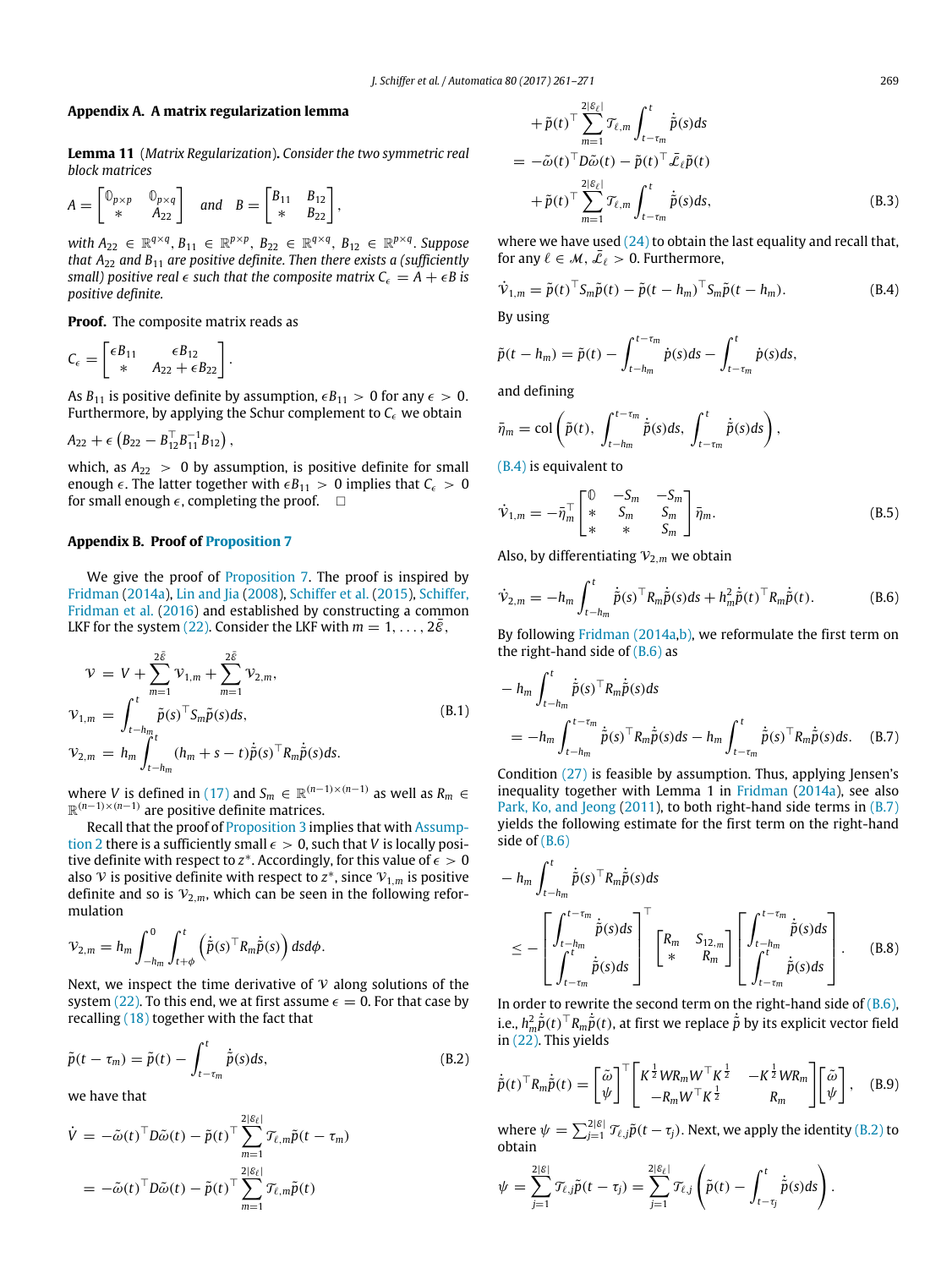## Appendix A. A matrix regularization lemma

**Lemma 11** (*Matrix Regularization*)**.** *Consider the two symmetric real block matrices*

$$A = \begin{bmatrix} \mathbb{0}_{p\times p} & \mathbb{0}_{p\times q} \\ * & A_{22} \end{bmatrix} \quad \text{and} \quad B = \begin{bmatrix} B_{11} & B_{12} \\ * & B_{22} \end{bmatrix},$$

*with $A_{22} \in \mathbb{R}^{q\times q}$, $B_{11} \in \mathbb{R}^{p\times p}$, $B_{22} \in \mathbb{R}^{q\times q}$, $B_{12} \in \mathbb{R}^{p\times q}$. Suppose that $A_{22}$ and $B_{11}$ are positive definite. Then there exists a (sufficiently small) positive real $\epsilon$ such that the composite matrix $C_\epsilon = A + \epsilon B$ is positive definite.*

**Proof.** The composite matrix reads as

$$C_\epsilon = \begin{bmatrix} \epsilon B_{11} & \epsilon B_{12} \\ * & A_{22} + \epsilon B_{22} \end{bmatrix}.$$

As $B_{11}$ is positive definite by assumption, $\epsilon B_{11} > 0$ for any $\epsilon > 0$. Furthermore, by applying the Schur complement to $C_\epsilon$ we obtain

$$A_{22} + \epsilon \left( B_{22} - B_{12}^\top B_{11}^{-1} B_{12} \right),$$

which, as $A_{22} > 0$ by assumption, is positive definite for small enough $\epsilon$. The latter together with $\epsilon B_{11} > 0$ implies that $C_\epsilon > 0$ for small enough $\epsilon$, completing the proof. □

## Appendix B. Proof of Proposition 7

We give the proof of Proposition 7. The proof is inspired by Fridman (2014a), Lin and Jia (2008), Schiffer et al. (2015), Schiffer, Fridman et al. (2016) and established by constructing a common LKF for the system (22). Consider the LKF with $m = 1, \ldots, 2\bar{\mathcal{E}}$,

$$\begin{aligned} \mathcal{V} &= V + \sum_{m=1}^{2\bar{\mathcal{E}}} \mathcal{V}_{1,m} + \sum_{m=1}^{2\bar{\mathcal{E}}} \mathcal{V}_{2,m}, \\ \mathcal{V}_{1,m} &= \int_{t-h_m}^{t} \tilde{p}(s)^\top S_m \tilde{p}(s) ds, \\ \mathcal{V}_{2,m} &= h_m \int_{t-h_m}^{t} (h_m + s - t) \dot{\tilde{p}}(s)^\top R_m \dot{\tilde{p}}(s) ds. \end{aligned} \tag{B.1}$$

where $V$ is defined in (17) and $S_m \in \mathbb{R}^{(n-1)\times(n-1)}$ as well as $R_m \in \mathbb{R}^{(n-1)\times(n-1)}$ are positive definite matrices.

Recall that the proof of Proposition 3 implies that with Assumption 2 there is a sufficiently small $\epsilon > 0$, such that $V$ is locally positive definite with respect to $z^*$. Accordingly, for this value of $\epsilon > 0$ also $\mathcal{V}$ is positive definite with respect to $z^*$, since $\mathcal{V}_{1,m}$ is positive definite and so is $\mathcal{V}_{2,m}$, which can be seen in the following reformulation

$$\mathcal{V}_{2,m} = h_m \int_{-h_m}^{0} \int_{t+\phi}^{t} \left( \dot{\tilde{p}}(s)^\top R_m \dot{\tilde{p}}(s) \right) ds d\phi.$$

Next, we inspect the time derivative of $\mathcal{V}$ along solutions of the system (22). To this end, we at first assume $\epsilon = 0$. For that case by recalling (18) together with the fact that

$$\tilde{p}(t - \tau_m) = \tilde{p}(t) - \int_{t-\tau_m}^{t} \dot{\tilde{p}}(s) ds, \tag{B.2}$$

we have that

$$\begin{aligned} \dot{V} &= -\tilde{\omega}(t)^\top D \tilde{\omega}(t) - \tilde{p}(t)^\top \sum_{m=1}^{2|\mathcal{E}_\ell|} \mathcal{T}_{\ell,m} \tilde{p}(t - \tau_m) \\ &= -\tilde{\omega}(t)^\top D \tilde{\omega}(t) - \tilde{p}(t)^\top \sum_{m=1}^{2|\mathcal{E}_\ell|} \mathcal{T}_{\ell,m} \tilde{p}(t) \\ &\quad + \tilde{p}(t)^\top \sum_{m=1}^{2|\mathcal{E}_\ell|} \mathcal{T}_{\ell,m} \int_{t-\tau_m}^{t} \dot{\tilde{p}}(s) ds \\ &= -\tilde{\omega}(t)^\top D \tilde{\omega}(t) - \tilde{p}(t)^\top \bar{\mathcal{L}}_\ell \tilde{p}(t) \\ &\quad + \tilde{p}(t)^\top \sum_{m=1}^{2|\mathcal{E}_\ell|} \mathcal{T}_{\ell,m} \int_{t-\tau_m}^{t} \dot{\tilde{p}}(s) ds, \end{aligned} \tag{B.3}$$

where we have used (24) to obtain the last equality and recall that, for any $\ell \in \mathcal{M}$, $\bar{\mathcal{L}}_\ell > 0$. Furthermore,

$$\dot{\mathcal{V}}_{1,m} = \tilde{p}(t)^\top S_m \tilde{p}(t) - \tilde{p}(t - h_m)^\top S_m \tilde{p}(t - h_m). \tag{B.4}$$

By using

$$\tilde{p}(t - h_m) = \tilde{p}(t) - \int_{t-h_m}^{t-\tau_m} \dot{p}(s) ds - \int_{t-\tau_m}^{t} \dot{p}(s) ds,$$

and defining

$$\bar{\eta}_m = \operatorname{col}\left( \tilde{p}(t), \int_{t-h_m}^{t-\tau_m} \dot{\tilde{p}}(s) ds, \int_{t-\tau_m}^{t} \dot{\tilde{p}}(s) ds \right),$$

(B.4) is equivalent to

$$\dot{\mathcal{V}}_{1,m} = -\bar{\eta}_m^\top \begin{bmatrix} \mathbb{0} & -S_m & -S_m \\ * & S_m & S_m \\ * & * & S_m \end{bmatrix} \bar{\eta}_m. \tag{B.5}$$

Also, by differentiating $\mathcal{V}_{2,m}$ we obtain

$$\dot{\mathcal{V}}_{2,m} = -h_m \int_{t-h_m}^{t} \dot{\tilde{p}}(s)^\top R_m \dot{\tilde{p}}(s) ds + h_m^2 \dot{\tilde{p}}(t)^\top R_m \dot{\tilde{p}}(t). \tag{B.6}$$

By following Fridman (2014a,b), we reformulate the first term on the right-hand side of (B.6) as

$$\begin{aligned} &- h_m \int_{t-h_m}^{t} \dot{\tilde{p}}(s)^\top R_m \dot{\tilde{p}}(s) ds \\ &= -h_m \int_{t-h_m}^{t-\tau_m} \dot{\tilde{p}}(s)^\top R_m \dot{\tilde{p}}(s) ds - h_m \int_{t-\tau_m}^{t} \dot{\tilde{p}}(s)^\top R_m \dot{\tilde{p}}(s) ds. \end{aligned} \tag{B.7}$$

Condition (27) is feasible by assumption. Thus, applying Jensen's inequality together with Lemma 1 in Fridman (2014a), see also Park, Ko, and Jeong (2011), to both right-hand side terms in (B.7) yields the following estimate for the first term on the right-hand side of (B.6)

$$\begin{aligned} &- h_m \int_{t-h_m}^{t} \dot{\tilde{p}}(s)^\top R_m \dot{\tilde{p}}(s) ds \\ &\leq - \begin{bmatrix} \int_{t-h_m}^{t-\tau_m} \dot{\tilde{p}}(s) ds \\ \int_{t-\tau_m}^{t} \dot{\tilde{p}}(s) ds \end{bmatrix}^\top \begin{bmatrix} R_m & S_{12,m} \\ * & R_m \end{bmatrix} \begin{bmatrix} \int_{t-h_m}^{t-\tau_m} \dot{\tilde{p}}(s) ds \\ \int_{t-\tau_m}^{t} \dot{\tilde{p}}(s) ds \end{bmatrix}. \end{aligned} \tag{B.8}$$

In order to rewrite the second term on the right-hand side of (B.6), i.e., $h_m^2 \dot{\tilde{p}}(t)^\top R_m \dot{\tilde{p}}(t)$, at first we replace $\dot{\tilde{p}}$ by its explicit vector field in (22). This yields

$$\dot{\tilde{p}}(t)^\top R_m \dot{\tilde{p}}(t) = \begin{bmatrix} \tilde{\omega} \\ \psi \end{bmatrix}^\top \begin{bmatrix} K^{\frac{1}{2}} W R_m W^\top K^{\frac{1}{2}} & -K^{\frac{1}{2}} W R_m \\ -R_m W^\top K^{\frac{1}{2}} & R_m \end{bmatrix} \begin{bmatrix} \tilde{\omega} \\ \psi \end{bmatrix}, \tag{B.9}$$

where $\psi = \sum_{j=1}^{2|\mathcal{E}|} \mathcal{T}_{\ell,j} \tilde{p}(t - \tau_j)$. Next, we apply the identity (B.2) to obtain

$$\psi = \sum_{j=1}^{2|\mathcal{E}_\ell|} \mathcal{T}_{\ell,j} \tilde{p}(t - \tau_j) = \sum_{j=1}^{2|\mathcal{E}_\ell|} \mathcal{T}_{\ell,j} \left( \tilde{p}(t) - \int_{t-\tau_j}^{t} \dot{\tilde{p}}(s) ds \right).$$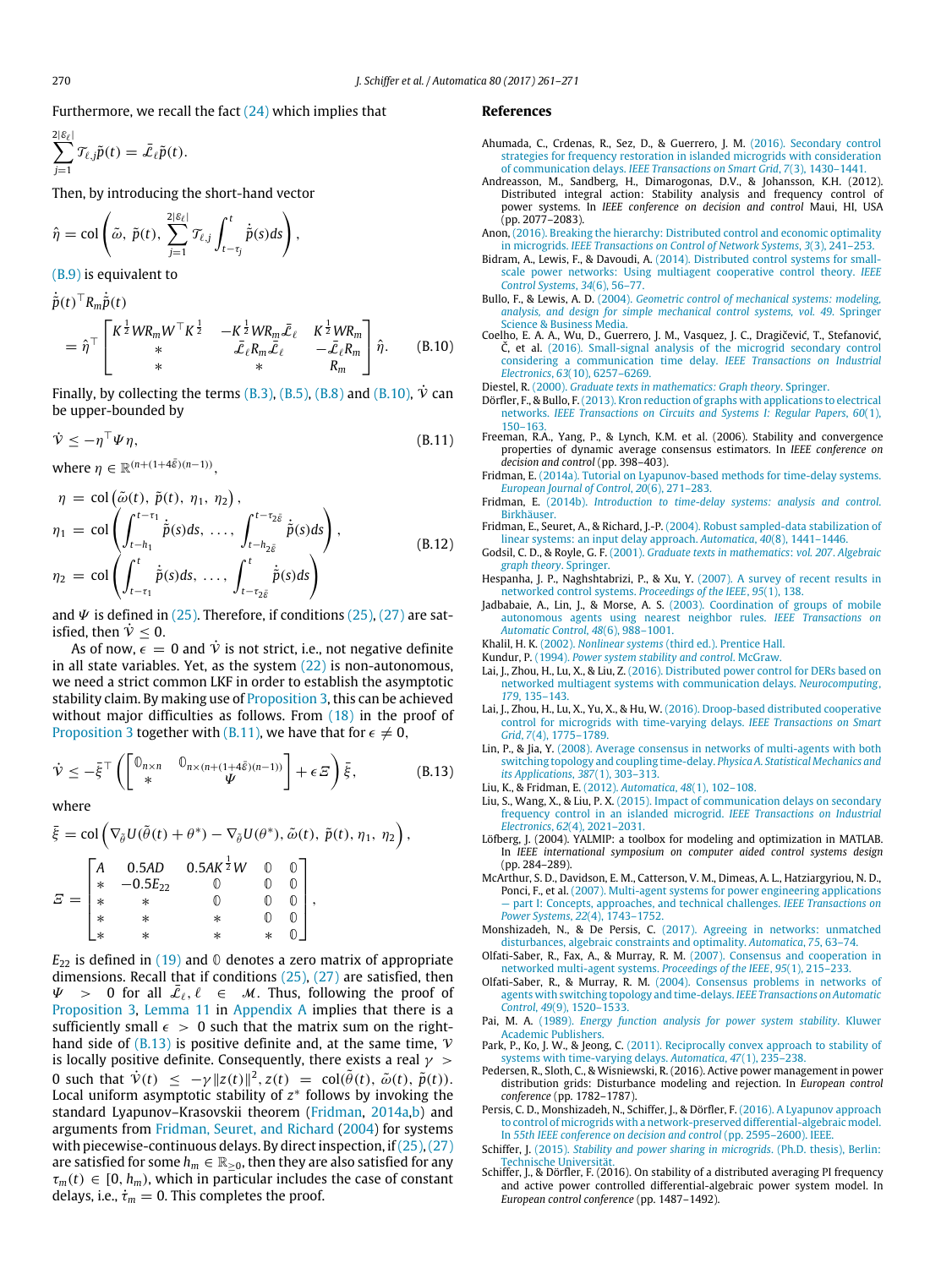Furthermore, we recall the fact (24) which implies that

$$\sum_{j=1}^{2|\mathcal{E}_\ell|} \mathcal{T}_{\ell,j}\tilde{p}(t) = \bar{\mathcal{L}}_\ell \tilde{p}(t).$$

Then, by introducing the short-hand vector

$$\hat{\eta} = \operatorname{col}\left(\tilde{\omega},\ \tilde{p}(t),\ \sum_{j=1}^{2|\mathcal{E}_\ell|} \mathcal{T}_{\ell,j}\int_{t-\tau_j}^{t} \dot{\tilde{p}}(s)ds\right),$$

(B.9) is equivalent to

$$\begin{aligned}
&\dot{\tilde{p}}(t)^\top R_m \dot{\tilde{p}}(t) \\
&= \hat{\eta}^\top \begin{bmatrix} K^{\frac{1}{2}}WR_mW^\top K^{\frac{1}{2}} & -K^{\frac{1}{2}}WR_m\bar{\mathcal{L}}_\ell & K^{\frac{1}{2}}WR_m \\ * & \bar{\mathcal{L}}_\ell R_m \bar{\mathcal{L}}_\ell & -\bar{\mathcal{L}}_\ell R_m \\ * & * & R_m \end{bmatrix} \hat{\eta}. \qquad \text{(B.10)}
\end{aligned}$$

Finally, by collecting the terms (B.3), (B.5), (B.8) and (B.10), $\dot{\mathcal{V}}$ can be upper-bounded by

$$\dot{\mathcal{V}} \leq -\eta^\top \Psi \eta, \qquad \text{(B.11)}$$

where $\eta \in \mathbb{R}^{(n+(1+4\bar{\varepsilon})(n-1))}$,

$$\begin{aligned}
\eta &= \operatorname{col}\left(\tilde{\omega}(t),\ \tilde{p}(t),\ \eta_1,\ \eta_2\right), \\
\eta_1 &= \operatorname{col}\left(\int_{t-h_1}^{t-\tau_1} \dot{\tilde{p}}(s)ds,\ \ldots,\ \int_{t-h_{2\bar{\varepsilon}}}^{t-\tau_{2\bar{\varepsilon}}} \dot{\tilde{p}}(s)ds\right), \\
\eta_2 &= \operatorname{col}\left(\int_{t-\tau_1}^{t} \dot{\tilde{p}}(s)ds,\ \ldots,\ \int_{t-\tau_{2\bar{\varepsilon}}}^{t} \dot{\tilde{p}}(s)ds\right)
\end{aligned} \qquad \text{(B.12)}$$

and $\Psi$ is defined in (25). Therefore, if conditions (25), (27) are satisfied, then $\dot{\mathcal{V}} \leq 0$.

As of now, $\epsilon = 0$ and $\dot{\mathcal{V}}$ is not strict, i.e., not negative definite in all state variables. Yet, as the system (22) is non-autonomous, we need a strict common LKF in order to establish the asymptotic stability claim. By making use of Proposition 3, this can be achieved without major difficulties as follows. From (18) in the proof of Proposition 3 together with (B.11), we have that for $\epsilon \neq 0$,

$$\dot{\mathcal{V}} \leq -\bar{\xi}^\top \left(\begin{bmatrix} \mathbb{0}_{n\times n} & \mathbb{0}_{n\times(n+(1+4\bar{\varepsilon})(n-1))} \\ * & \Psi \end{bmatrix} + \epsilon\, \Xi\right)\bar{\xi}, \qquad \text{(B.13)}$$

where

$$\bar{\xi} = \operatorname{col}\left(\nabla_{\tilde{\theta}} U(\tilde{\theta}(t)+\theta^*) - \nabla_{\tilde{\theta}} U(\theta^*),\ \tilde{\omega}(t),\ \tilde{p}(t),\ \eta_1,\ \eta_2\right),$$

$$\Xi = \begin{bmatrix} A & 0.5AD & 0.5AK^{\frac{1}{2}}W & \mathbb{0} & \mathbb{0} \\ * & -0.5E_{22} & \mathbb{0} & \mathbb{0} & \mathbb{0} \\ * & * & \mathbb{0} & \mathbb{0} & \mathbb{0} \\ * & * & * & \mathbb{0} & \mathbb{0} \\ * & * & * & * & \mathbb{0} \end{bmatrix},$$

$E_{22}$ is defined in (19) and $\mathbb{0}$ denotes a zero matrix of appropriate dimensions. Recall that if conditions (25), (27) are satisfied, then $\Psi > 0$ for all $\bar{\mathcal{L}}_\ell,\ \ell \in \mathcal{M}$. Thus, following the proof of Proposition 3, Lemma 11 in Appendix A implies that there is a sufficiently small $\epsilon > 0$ such that the matrix sum on the right-hand side of (B.13) is positive definite and, at the same time, $\mathcal{V}$ is locally positive definite. Consequently, there exists a real $\gamma > 0$ such that $\dot{\mathcal{V}}(t) \leq -\gamma\|z(t)\|^2$, $z(t) = \operatorname{col}(\tilde{\theta}(t),\ \tilde{\omega}(t),\ \tilde{p}(t))$. Local uniform asymptotic stability of $z^*$ follows by invoking the standard Lyapunov–Krasovskii theorem (Fridman, 2014a,b) and arguments from Fridman, Seuret, and Richard (2004) for systems with piecewise-continuous delays. By direct inspection, if (25), (27) are satisfied for some $h_m \in \mathbb{R}_{\geq 0}$, then they are also satisfied for any $\tau_m(t) \in [0, h_m)$, which in particular includes the case of constant delays, i.e., $\dot{\tau}_m = 0$. This completes the proof.

## References

Ahumada, C., Crdenas, R., Sez, D., & Guerrero, J. M. (2016). Secondary control strategies for frequency restoration in islanded microgrids with consideration of communication delays. *IEEE Transactions on Smart Grid*, *7*(3), 1430–1441.

Andreasson, M., Sandberg, H., Dimarogonas, D.V., & Johansson, K.H. (2012). Distributed integral action: Stability analysis and frequency control of power systems. In *IEEE conference on decision and control* Maui, HI, USA (pp. 2077–2083).

Anon, (2016). Breaking the hierarchy: Distributed control and economic optimality in microgrids. *IEEE Transactions on Control of Network Systems*, *3*(3), 241–253.

Bidram, A., Lewis, F., & Davoudi, A. (2014). Distributed control systems for small-scale power networks: Using multiagent cooperative control theory. *IEEE Control Systems*, *34*(6), 56–77.

Bullo, F., & Lewis, A. D. (2004). *Geometric control of mechanical systems: modeling, analysis, and design for simple mechanical control systems, vol. 49*. Springer Science & Business Media.

Coelho, E. A. A., Wu, D., Guerrero, J. M., Vasquez, J. C., Dragičević, T., Stefanović, Č, et al. (2016). Small-signal analysis of the microgrid secondary control considering a communication time delay. *IEEE Transactions on Industrial Electronics*, *63*(10), 6257–6269.

Diestel, R. (2000). *Graduate texts in mathematics: Graph theory*. Springer.

Dörfler, F., & Bullo, F. (2013). Kron reduction of graphs with applications to electrical networks. *IEEE Transactions on Circuits and Systems I: Regular Papers*, *60*(1), 150–163.

Freeman, R.A., Yang, P., & Lynch, K.M. et al. (2006). Stability and convergence properties of dynamic average consensus estimators. In *IEEE conference on decision and control* (pp. 398–403).

Fridman, E. (2014a). Tutorial on Lyapunov-based methods for time-delay systems. *European Journal of Control*, *20*(6), 271–283.

Fridman, E. (2014b). *Introduction to time-delay systems: analysis and control*. Birkhäuser.

Fridman, E., Seuret, A., & Richard, J.-P. (2004). Robust sampled-data stabilization of linear systems: an input delay approach. *Automatica*, *40*(8), 1441–1446.

Godsil, C. D., & Royle, G. F. (2001). *Graduate texts in mathematics: vol. 207. Algebraic graph theory*. Springer.

Hespanha, J. P., Naghshtabrizi, P., & Xu, Y. (2007). A survey of recent results in networked control systems. *Proceedings of the IEEE*, *95*(1), 138.

Jadbabaie, A., Lin, J., & Morse, A. S. (2003). Coordination of groups of mobile autonomous agents using nearest neighbor rules. *IEEE Transactions on Automatic Control*, *48*(6), 988–1001.

Khalil, H. K. (2002). *Nonlinear systems* (third ed.). Prentice Hall.

Kundur, P. (1994). *Power system stability and control*. McGraw.

Lai, J., Zhou, H., Lu, X., & Liu, Z. (2016). Distributed power control for DERs based on networked multiagent systems with communication delays. *Neurocomputing*, *179*, 135–143.

Lai, J., Zhou, H., Lu, X., Yu, X., & Hu, W. (2016). Droop-based distributed cooperative control for microgrids with time-varying delays. *IEEE Transactions on Smart Grid*, *7*(4), 1775–1789.

Lin, P., & Jia, Y. (2008). Average consensus in networks of multi-agents with both switching topology and coupling time-delay. *Physica A. Statistical Mechanics and its Applications*, *387*(1), 303–313.

Liu, K., & Fridman, E. (2012). *Automatica*, *48*(1), 102–108.

Liu, S., Wang, X., & Liu, P. X. (2015). Impact of communication delays on secondary frequency control in an islanded microgrid. *IEEE Transactions on Industrial Electronics*, *62*(4), 2021–2031.

Löfberg, J. (2004). YALMIP: a toolbox for modeling and optimization in MATLAB. In *IEEE international symposium on computer aided control systems design* (pp. 284–289).

McArthur, S. D., Davidson, E. M., Catterson, V. M., Dimeas, A. L., Hatziargyriou, N. D., Ponci, F., et al. (2007). Multi-agent systems for power engineering applications — part I: Concepts, approaches, and technical challenges. *IEEE Transactions on Power Systems*, *22*(4), 1743–1752.

Monshizadeh, N., & De Persis, C. (2017). Agreeing in networks: unmatched disturbances, algebraic constraints and optimality. *Automatica*, *75*, 63–74.

Olfati-Saber, R., Fax, A., & Murray, R. M. (2007). Consensus and cooperation in networked multi-agent systems. *Proceedings of the IEEE*, *95*(1), 215–233.

Olfati-Saber, R., & Murray, R. M. (2004). Consensus problems in networks of agents with switching topology and time-delays. *IEEE Transactions on Automatic Control*, *49*(9), 1520–1533.

Pai, M. A. (1989). *Energy function analysis for power system stability*. Kluwer Academic Publishers.

Park, P., Ko, J. W., & Jeong, C. (2011). Reciprocally convex approach to stability of systems with time-varying delays. *Automatica*, *47*(1), 235–238.

Pedersen, R., Sloth, C., & Wisniewski, R. (2016). Active power management in power distribution grids: Disturbance modeling and rejection. In *European control conference* (pp. 1782–1787).

Persis, C. D., Monshizadeh, N., Schiffer, J., & Dörfler, F. (2016). A Lyapunov approach to control of microgrids with a network-preserved differential-algebraic model. In *55th IEEE conference on decision and control* (pp. 2595–2600). IEEE.

Schiffer, J. (2015). *Stability and power sharing in microgrids*. (Ph.D. thesis), Berlin: Technische Universität.

Schiffer, J., & Dörfler, F. (2016). On stability of a distributed averaging PI frequency and active power controlled differential-algebraic power system model. In *European control conference* (pp. 1487–1492).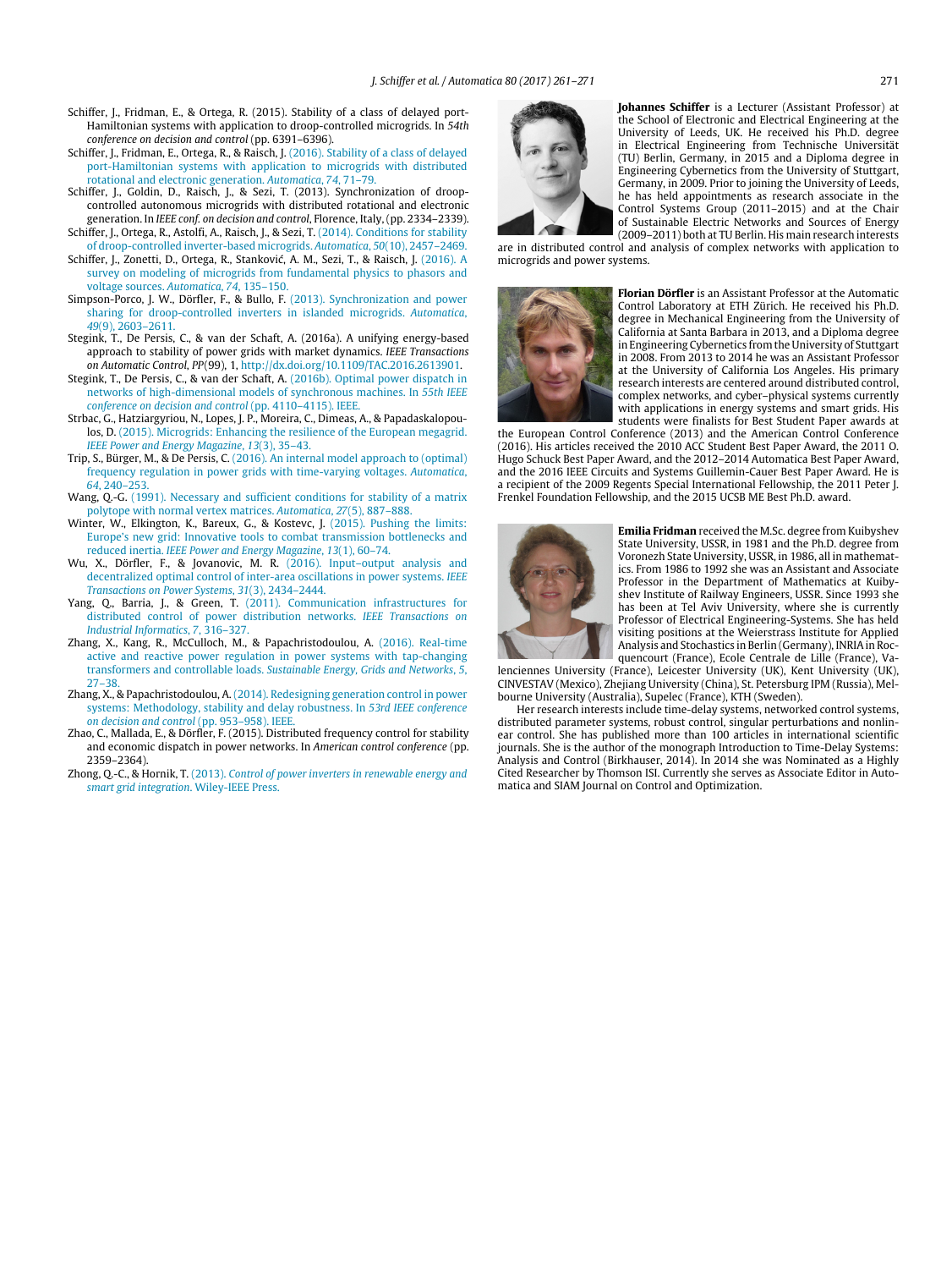Schiffer, J., Fridman, E., & Ortega, R. (2015). Stability of a class of delayed port-Hamiltonian systems with application to droop-controlled microgrids. In *54th conference on decision and control* (pp. 6391–6396).

Schiffer, J., Fridman, E., Ortega, R., & Raisch, J. (2016). Stability of a class of delayed port-Hamiltonian systems with application to microgrids with distributed rotational and electronic generation. *Automatica*, *74*, 71–79.

Schiffer, J., Goldin, D., Raisch, J., & Sezi, T. (2013). Synchronization of droop-controlled autonomous microgrids with distributed rotational and electronic generation. In *IEEE conf. on decision and control*, Florence, Italy, (pp. 2334–2339).

Schiffer, J., Ortega, R., Astolfi, A., Raisch, J., & Sezi, T. (2014). Conditions for stability of droop-controlled inverter-based microgrids. *Automatica*, *50*(10), 2457–2469.

Schiffer, J., Zonetti, D., Ortega, R., Stanković, A. M., Sezi, T., & Raisch, J. (2016). A survey on modeling of microgrids from fundamental physics to phasors and voltage sources. *Automatica*, *74*, 135–150.

Simpson-Porco, J. W., Dörfler, F., & Bullo, F. (2013). Synchronization and power sharing for droop-controlled inverters in islanded microgrids. *Automatica*, *49*(9), 2603–2611.

Stegink, T., De Persis, C., & van der Schaft, A. (2016a). A unifying energy-based approach to stability of power grids with market dynamics. *IEEE Transactions on Automatic Control*, *PP*(99), 1, http://dx.doi.org/10.1109/TAC.2016.2613901.

Stegink, T., De Persis, C., & van der Schaft, A. (2016b). Optimal power dispatch in networks of high-dimensional models of synchronous machines. In *55th IEEE conference on decision and control* (pp. 4110–4115). IEEE.

Strbac, G., Hatziargyriou, N., Lopes, J. P., Moreira, C., Dimeas, A., & Papadaskalopoulos, D. (2015). Micrgrids: Enhancing the resilience of the European megagrid. *IEEE Power and Energy Magazine*, *13*(3), 35–43.

Trip, S., Bürger, M., & De Persis, C. (2016). An internal model approach to (optimal) frequency regulation in power grids with time-varying voltages. *Automatica*, *64*, 240–253.

Wang, Q.-G. (1991). Necessary and sufficient conditions for stability of a matrix polytope with normal vertex matrices. *Automatica*, *27*(5), 887–888.

Winter, W., Elkington, K., Bareux, G., & Kostevc, J. (2015). Pushing the limits: Europe's new grid: Innovative tools to combat transmission bottlenecks and reduced inertia. *IEEE Power and Energy Magazine*, *13*(1), 60–74.

Wu, X., Dörfler, F., & Jovanovic, M. R. (2016). Input–output analysis and decentralized optimal control of inter-area oscillations in power systems. *IEEE Transactions on Power Systems*, *31*(3), 2434–2444.

Yang, Q., Barria, J., & Green, T. (2011). Communication infrastructures for distributed control of power distribution networks. *IEEE Transactions on Industrial Informatics*, *7*, 316–327.

Zhang, X., Kang, R., McCulloch, M., & Papachristodoulou, A. (2016). Real-time active and reactive power regulation in power systems with tap-changing transformers and controllable loads. *Sustainable Energy, Grids and Networks*, *5*, 27–38.

Zhang, X., & Papachristodoulou, A. (2014). Redesigning generation control in power systems: Methodology, stability and delay robustness. In *53rd IEEE conference on decision and control* (pp. 953–958). IEEE.

Zhao, C., Mallada, E., & Dörfler, F. (2015). Distributed frequency control for stability and economic dispatch in power networks. In *American control conference* (pp. 2359–2364).

Zhong, Q.-C., & Hornik, T. (2013). *Control of power inverters in renewable energy and smart grid integration*. Wiley-IEEE Press.

**Johannes Schiffer** is a Lecturer (Assistant Professor) at the School of Electronic and Electrical Engineering at the University of Leeds, UK. He received his Ph.D. degree in Electrical Engineering from Technische Universität (TU) Berlin, Germany, in 2015 and a Diploma degree in Engineering Cybernetics from the University of Stuttgart, Germany, in 2009. Prior to joining the University of Leeds, he has held appointments as research associate in the Control Systems Group (2011–2015) and at the Chair of Sustainable Electric Networks and Sources of Energy (2009–2011) both at TU Berlin. His main research interests are in distributed control and analysis of complex networks with application to microgrids and power systems.

**Florian Dörfler** is an Assistant Professor at the Automatic Control Laboratory at ETH Zürich. He received his Ph.D. degree in Mechanical Engineering from the University of California at Santa Barbara in 2013, and a Diploma degree in Engineering Cybernetics from the University of Stuttgart in 2008. From 2013 to 2014 he was an Assistant Professor at the University of California Los Angeles. His primary research interests are centered around distributed control, complex networks, and cyber–physical systems currently with applications in energy systems and smart grids. His students were finalists for Best Student Paper awards at the European Control Conference (2013) and the American Control Conference (2016). His articles received the 2010 ACC Student Best Paper Award, the 2011 O. Hugo Schuck Best Paper Award, and the 2012–2014 Automatica Best Paper Award, and the 2016 IEEE Circuits and Systems Guillemin-Cauer Best Paper Award. He is a recipient of the 2009 Regents Special International Fellowship, the 2011 Peter J. Frenkel Foundation Fellowship, and the 2015 UCSB ME Best Ph.D. award.

**Emilia Fridman** received the M.Sc. degree from Kuibyshev State University, USSR, in 1981 and the Ph.D. degree from Voronezh State University, USSR, in 1986, all in mathematics. From 1986 to 1992 she was an Assistant and Associate Professor in the Department of Mathematics at Kuibyshev Institute of Railway Engineers, USSR. Since 1993 she has been at Tel Aviv University, where she is currently Professor of Electrical Engineering-Systems. She has held visiting positions at the Weierstrass Institute for Applied Analysis and Stochastics in Berlin (Germany), INRIA in Rocquencourt (France), Ecole Centrale de Lille (France), Valenciennes University (France), Leicester University (UK), Kent University (UK), CINVESTAV (Mexico), Zhejiang University (China), St. Petersburg IPM (Russia), Melbourne University (Australia), Supelec (France), KTH (Sweden).

Her research interests include time-delay systems, networked control systems, distributed parameter systems, robust control, singular perturbations and nonlinear control. She has published more than 100 articles in international scientific journals. She is the author of the monograph Introduction to Time-Delay Systems: Analysis and Control (Birkhauser, 2014). In 2014 she was Nominated as a Highly Cited Researcher by Thomson ISI. Currently she serves as Associate Editor in Automatica and SIAM Journal on Control and Optimization.